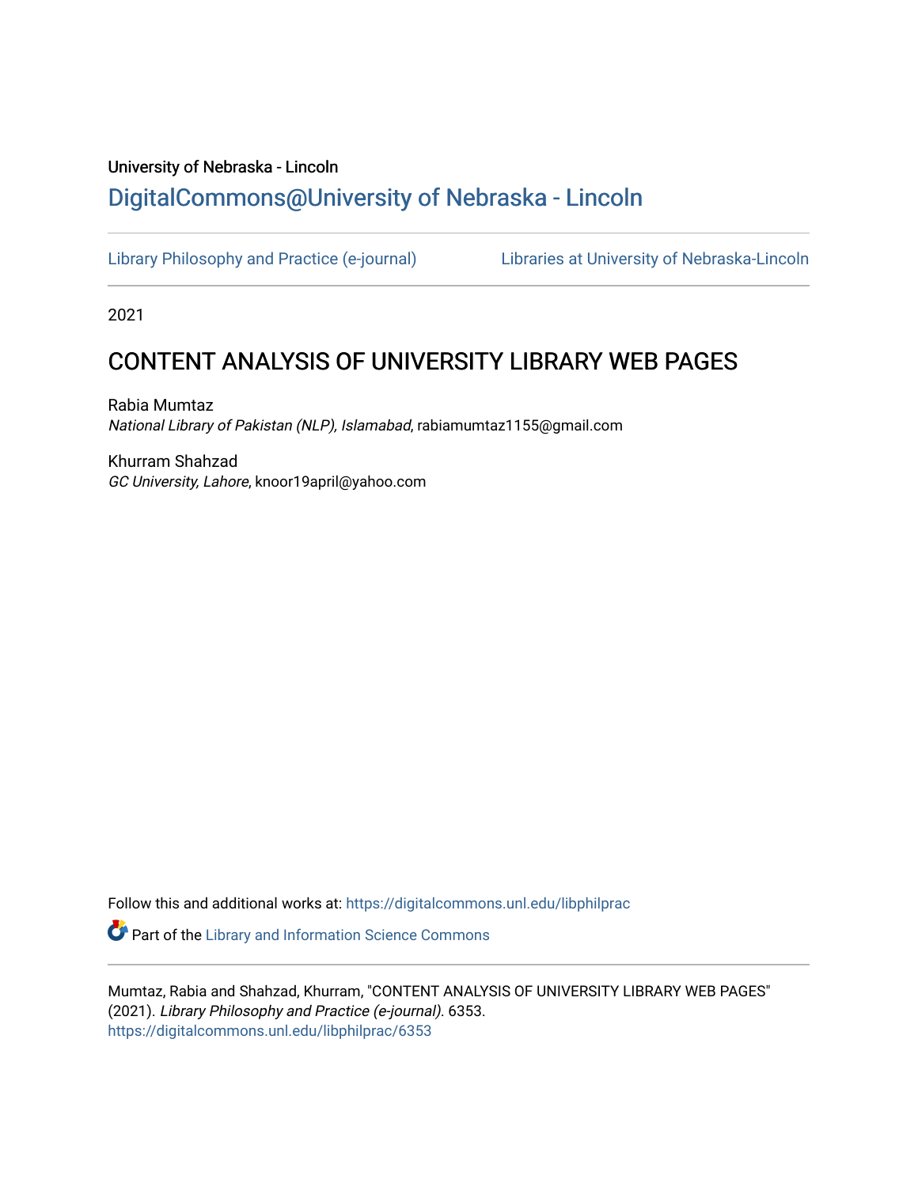University of Nebraska - Lincoln

## DigitalCommons@University of Nebraska - Lincoln

Library Philosophy and Practice (e-journal)  Libraries at University of Nebraska-Lincoln

2021

# CONTENT ANALYSIS OF UNIVERSITY LIBRARY WEB PAGES

Rabia Mumtaz
*National Library of Pakistan (NLP), Islamabad*, rabiamumtaz1155@gmail.com

Khurram Shahzad
*GC University, Lahore*, knoor19april@yahoo.com

Follow this and additional works at: https://digitalcommons.unl.edu/libphilprac

Part of the Library and Information Science Commons

Mumtaz, Rabia and Shahzad, Khurram, "CONTENT ANALYSIS OF UNIVERSITY LIBRARY WEB PAGES" (2021). *Library Philosophy and Practice (e-journal)*. 6353.
https://digitalcommons.unl.edu/libphilprac/6353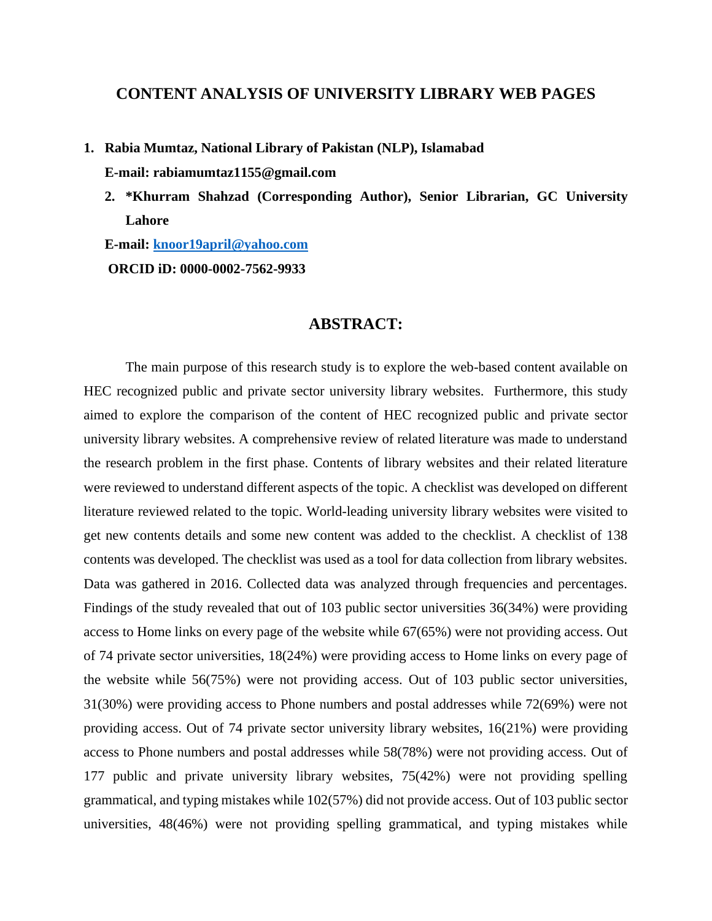# CONTENT ANALYSIS OF UNIVERSITY LIBRARY WEB PAGES

1. **Rabia Mumtaz, National Library of Pakistan (NLP), Islamabad**
   **E-mail: rabiamumtaz1155@gmail.com**
2. **\*Khurram Shahzad (Corresponding Author), Senior Librarian, GC University Lahore**
   **E-mail: knoor19april@yahoo.com**
   **ORCID iD: 0000-0002-7562-9933**

## ABSTRACT:

The main purpose of this research study is to explore the web-based content available on HEC recognized public and private sector university library websites. Furthermore, this study aimed to explore the comparison of the content of HEC recognized public and private sector university library websites. A comprehensive review of related literature was made to understand the research problem in the first phase. Contents of library websites and their related literature were reviewed to understand different aspects of the topic. A checklist was developed on different literature reviewed related to the topic. World-leading university library websites were visited to get new contents details and some new content was added to the checklist. A checklist of 138 contents was developed. The checklist was used as a tool for data collection from library websites. Data was gathered in 2016. Collected data was analyzed through frequencies and percentages. Findings of the study revealed that out of 103 public sector universities 36(34%) were providing access to Home links on every page of the website while 67(65%) were not providing access. Out of 74 private sector universities, 18(24%) were providing access to Home links on every page of the website while 56(75%) were not providing access. Out of 103 public sector universities, 31(30%) were providing access to Phone numbers and postal addresses while 72(69%) were not providing access. Out of 74 private sector university library websites, 16(21%) were providing access to Phone numbers and postal addresses while 58(78%) were not providing access. Out of 177 public and private university library websites, 75(42%) were not providing spelling grammatical, and typing mistakes while 102(57%) did not provide access. Out of 103 public sector universities, 48(46%) were not providing spelling grammatical, and typing mistakes while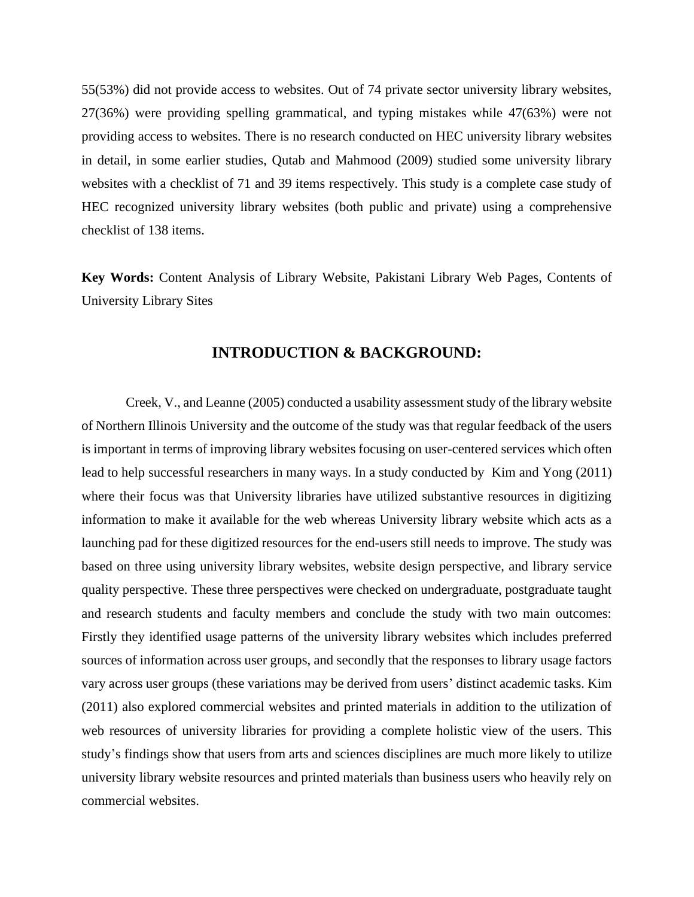55(53%) did not provide access to websites. Out of 74 private sector university library websites, 27(36%) were providing spelling grammatical, and typing mistakes while 47(63%) were not providing access to websites. There is no research conducted on HEC university library websites in detail, in some earlier studies, Qutab and Mahmood (2009) studied some university library websites with a checklist of 71 and 39 items respectively. This study is a complete case study of HEC recognized university library websites (both public and private) using a comprehensive checklist of 138 items.

**Key Words:** Content Analysis of Library Website, Pakistani Library Web Pages, Contents of University Library Sites

## INTRODUCTION & BACKGROUND:

Creek, V., and Leanne (2005) conducted a usability assessment study of the library website of Northern Illinois University and the outcome of the study was that regular feedback of the users is important in terms of improving library websites focusing on user-centered services which often lead to help successful researchers in many ways. In a study conducted by Kim and Yong (2011) where their focus was that University libraries have utilized substantive resources in digitizing information to make it available for the web whereas University library website which acts as a launching pad for these digitized resources for the end-users still needs to improve. The study was based on three using university library websites, website design perspective, and library service quality perspective. These three perspectives were checked on undergraduate, postgraduate taught and research students and faculty members and conclude the study with two main outcomes: Firstly they identified usage patterns of the university library websites which includes preferred sources of information across user groups, and secondly that the responses to library usage factors vary across user groups (these variations may be derived from users' distinct academic tasks. Kim (2011) also explored commercial websites and printed materials in addition to the utilization of web resources of university libraries for providing a complete holistic view of the users. This study's findings show that users from arts and sciences disciplines are much more likely to utilize university library website resources and printed materials than business users who heavily rely on commercial websites.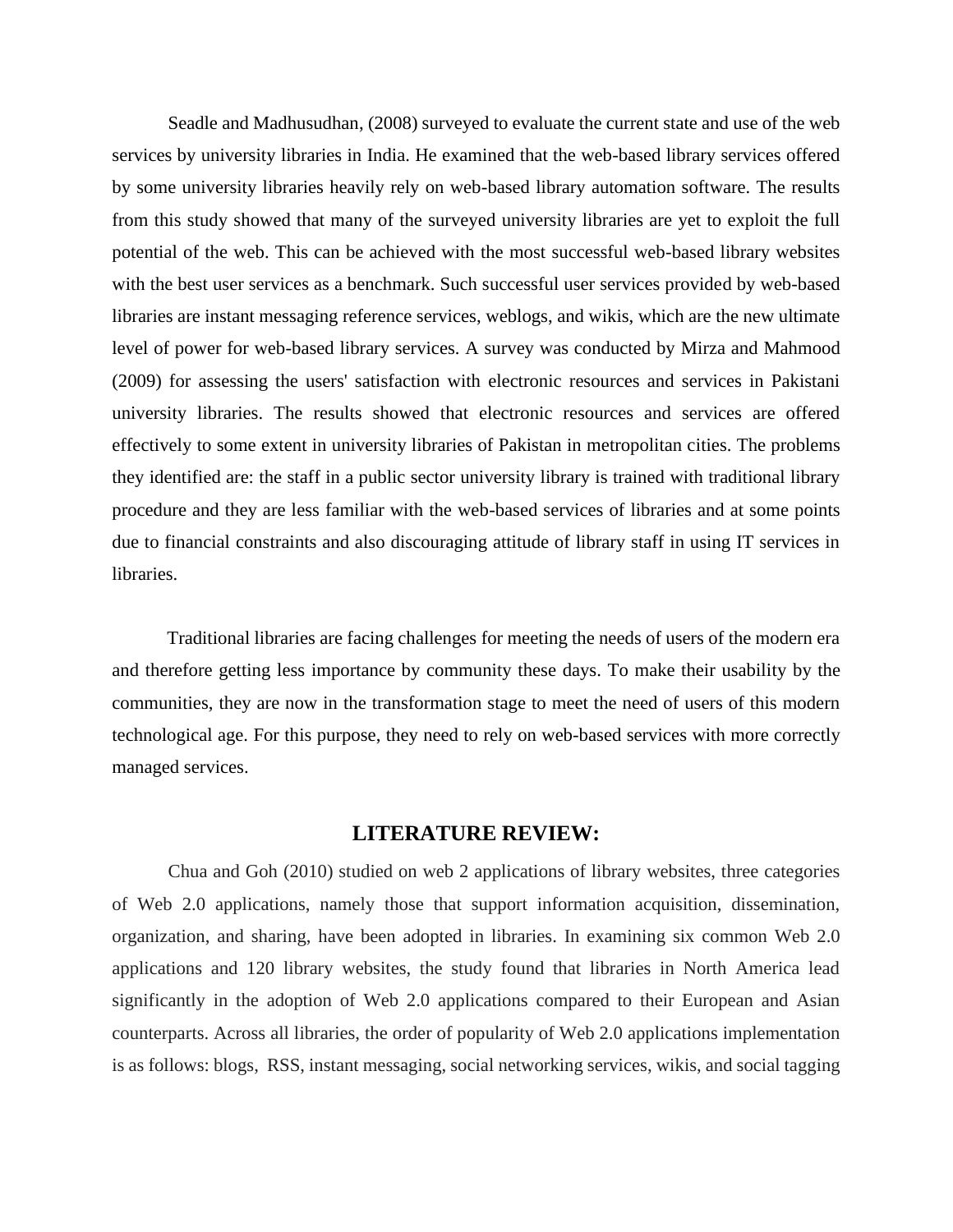Seadle and Madhusudhan, (2008) surveyed to evaluate the current state and use of the web services by university libraries in India. He examined that the web-based library services offered by some university libraries heavily rely on web-based library automation software. The results from this study showed that many of the surveyed university libraries are yet to exploit the full potential of the web. This can be achieved with the most successful web-based library websites with the best user services as a benchmark. Such successful user services provided by web-based libraries are instant messaging reference services, weblogs, and wikis, which are the new ultimate level of power for web-based library services. A survey was conducted by Mirza and Mahmood (2009) for assessing the users' satisfaction with electronic resources and services in Pakistani university libraries. The results showed that electronic resources and services are offered effectively to some extent in university libraries of Pakistan in metropolitan cities. The problems they identified are: the staff in a public sector university library is trained with traditional library procedure and they are less familiar with the web-based services of libraries and at some points due to financial constraints and also discouraging attitude of library staff in using IT services in libraries.

Traditional libraries are facing challenges for meeting the needs of users of the modern era and therefore getting less importance by community these days. To make their usability by the communities, they are now in the transformation stage to meet the need of users of this modern technological age. For this purpose, they need to rely on web-based services with more correctly managed services.

## LITERATURE REVIEW:

Chua and Goh (2010) studied on web 2 applications of library websites, three categories of Web 2.0 applications, namely those that support information acquisition, dissemination, organization, and sharing, have been adopted in libraries. In examining six common Web 2.0 applications and 120 library websites, the study found that libraries in North America lead significantly in the adoption of Web 2.0 applications compared to their European and Asian counterparts. Across all libraries, the order of popularity of Web 2.0 applications implementation is as follows: blogs, RSS, instant messaging, social networking services, wikis, and social tagging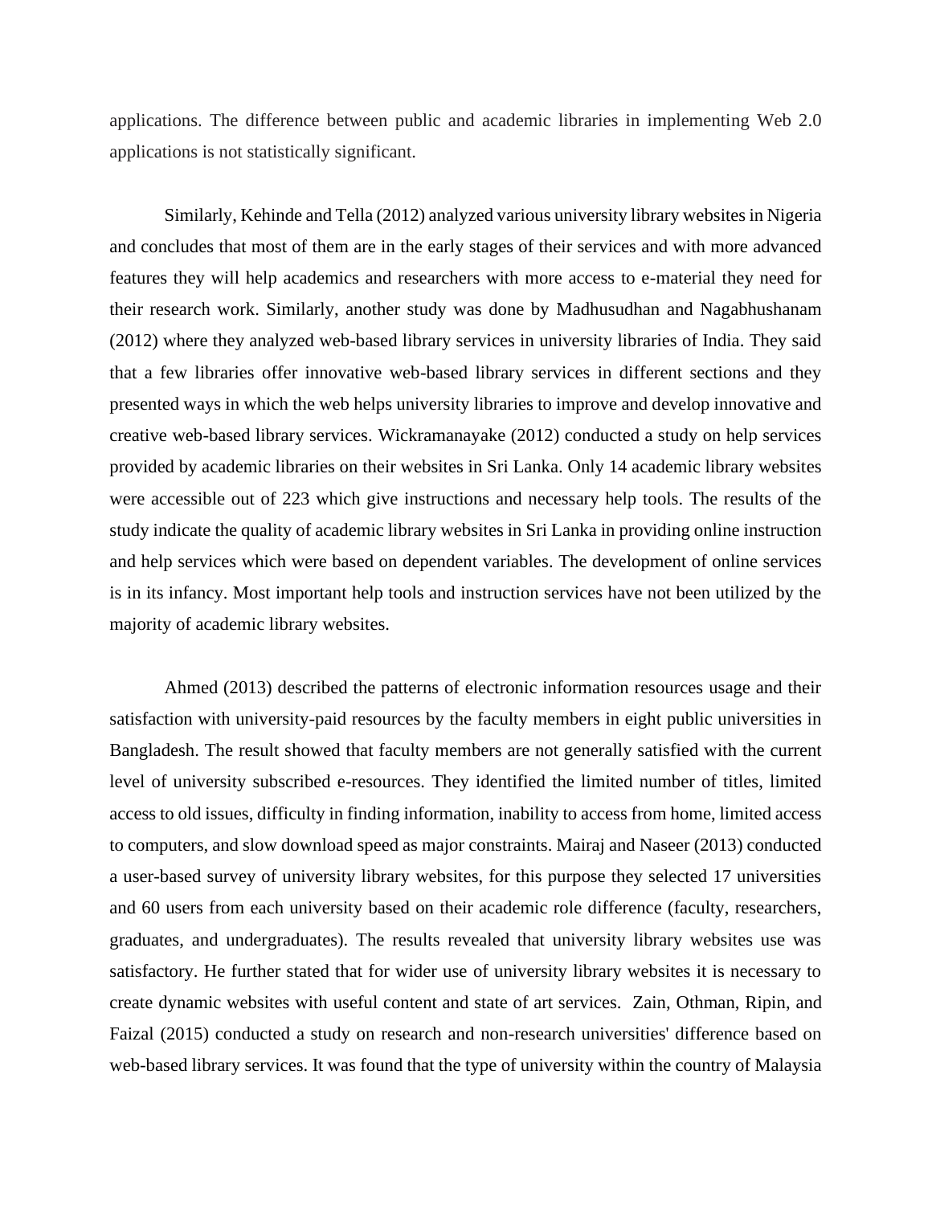applications. The difference between public and academic libraries in implementing Web 2.0 applications is not statistically significant.

Similarly, Kehinde and Tella (2012) analyzed various university library websites in Nigeria and concludes that most of them are in the early stages of their services and with more advanced features they will help academics and researchers with more access to e-material they need for their research work. Similarly, another study was done by Madhusudhan and Nagabhushanam (2012) where they analyzed web-based library services in university libraries of India. They said that a few libraries offer innovative web-based library services in different sections and they presented ways in which the web helps university libraries to improve and develop innovative and creative web-based library services. Wickramanayake (2012) conducted a study on help services provided by academic libraries on their websites in Sri Lanka. Only 14 academic library websites were accessible out of 223 which give instructions and necessary help tools. The results of the study indicate the quality of academic library websites in Sri Lanka in providing online instruction and help services which were based on dependent variables. The development of online services is in its infancy. Most important help tools and instruction services have not been utilized by the majority of academic library websites.

Ahmed (2013) described the patterns of electronic information resources usage and their satisfaction with university-paid resources by the faculty members in eight public universities in Bangladesh. The result showed that faculty members are not generally satisfied with the current level of university subscribed e-resources. They identified the limited number of titles, limited access to old issues, difficulty in finding information, inability to access from home, limited access to computers, and slow download speed as major constraints. Mairaj and Naseer (2013) conducted a user-based survey of university library websites, for this purpose they selected 17 universities and 60 users from each university based on their academic role difference (faculty, researchers, graduates, and undergraduates). The results revealed that university library websites use was satisfactory. He further stated that for wider use of university library websites it is necessary to create dynamic websites with useful content and state of art services. Zain, Othman, Ripin, and Faizal (2015) conducted a study on research and non-research universities' difference based on web-based library services. It was found that the type of university within the country of Malaysia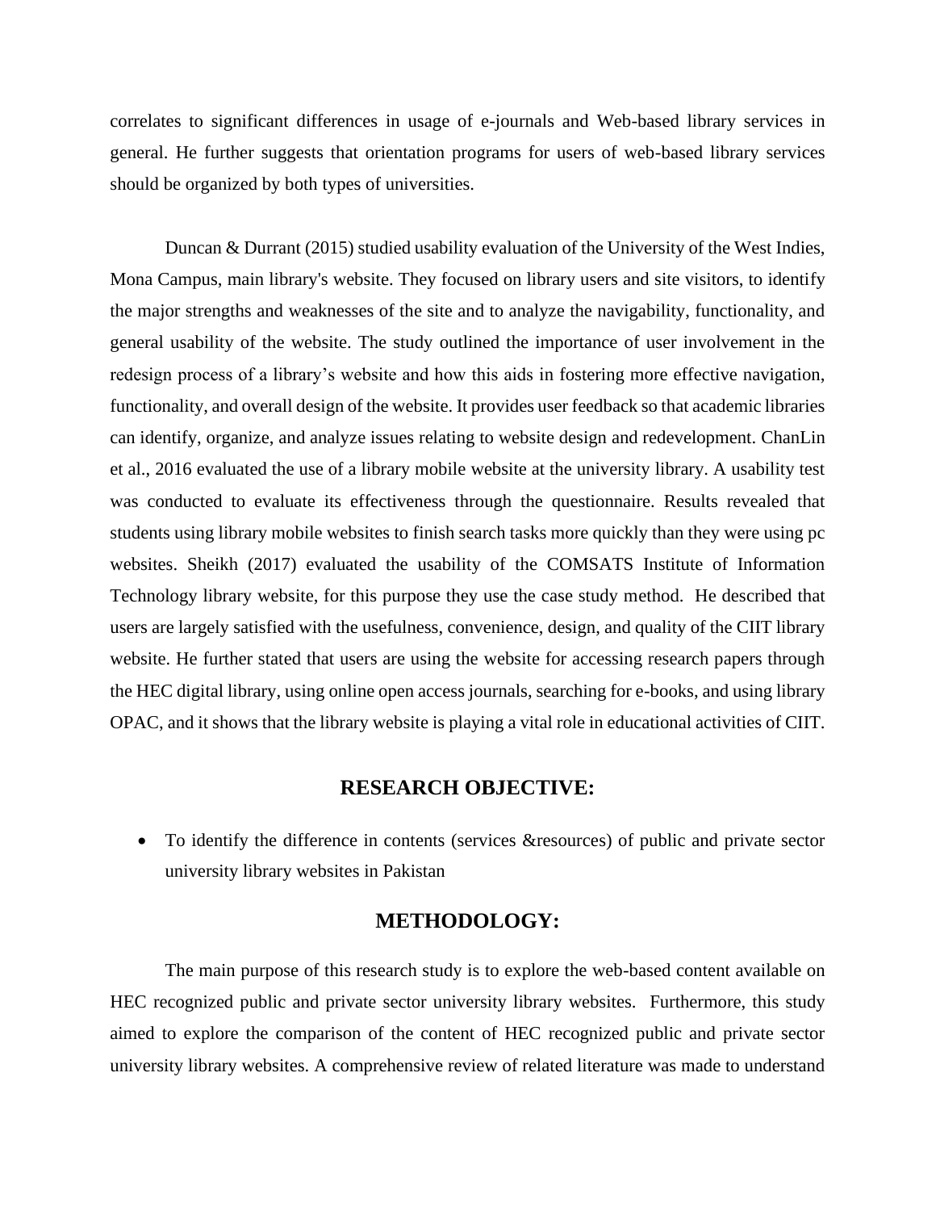correlates to significant differences in usage of e-journals and Web-based library services in general. He further suggests that orientation programs for users of web-based library services should be organized by both types of universities.

Duncan & Durrant (2015) studied usability evaluation of the University of the West Indies, Mona Campus, main library's website. They focused on library users and site visitors, to identify the major strengths and weaknesses of the site and to analyze the navigability, functionality, and general usability of the website. The study outlined the importance of user involvement in the redesign process of a library's website and how this aids in fostering more effective navigation, functionality, and overall design of the website. It provides user feedback so that academic libraries can identify, organize, and analyze issues relating to website design and redevelopment. ChanLin et al., 2016 evaluated the use of a library mobile website at the university library. A usability test was conducted to evaluate its effectiveness through the questionnaire. Results revealed that students using library mobile websites to finish search tasks more quickly than they were using pc websites. Sheikh (2017) evaluated the usability of the COMSATS Institute of Information Technology library website, for this purpose they use the case study method. He described that users are largely satisfied with the usefulness, convenience, design, and quality of the CIIT library website. He further stated that users are using the website for accessing research papers through the HEC digital library, using online open access journals, searching for e-books, and using library OPAC, and it shows that the library website is playing a vital role in educational activities of CIIT.

## RESEARCH OBJECTIVE:

- To identify the difference in contents (services &resources) of public and private sector university library websites in Pakistan

## METHODOLOGY:

The main purpose of this research study is to explore the web-based content available on HEC recognized public and private sector university library websites. Furthermore, this study aimed to explore the comparison of the content of HEC recognized public and private sector university library websites. A comprehensive review of related literature was made to understand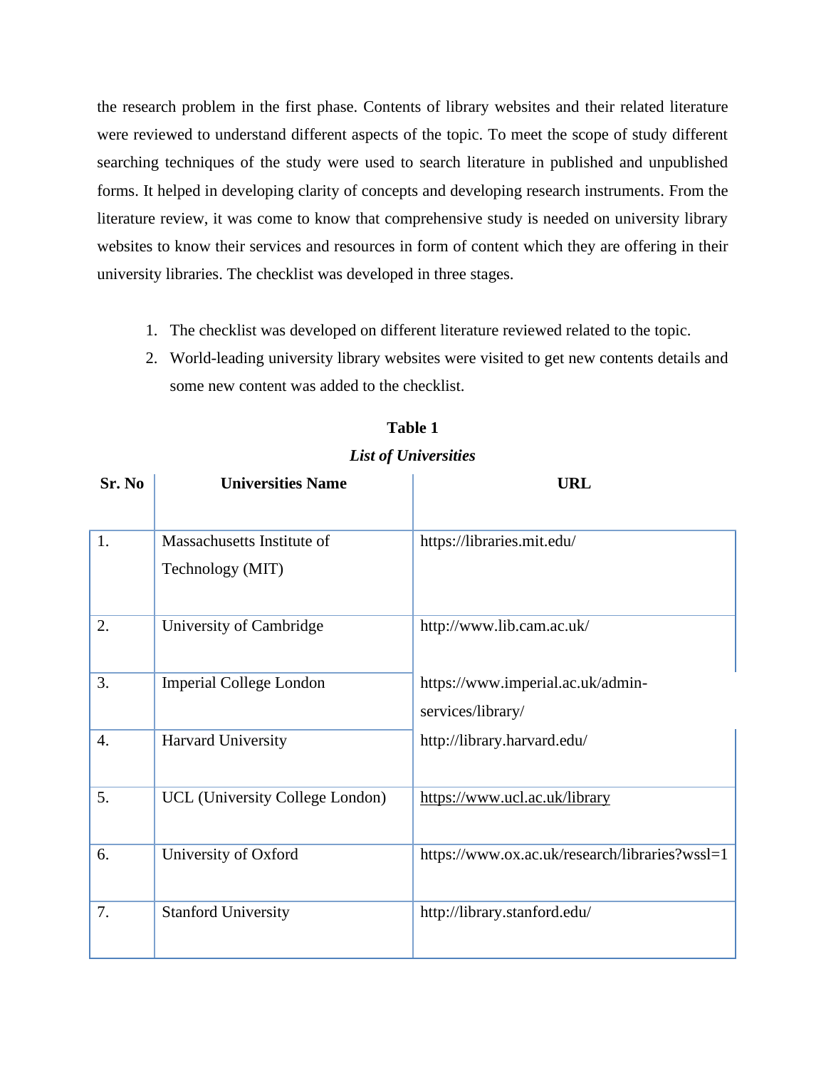the research problem in the first phase. Contents of library websites and their related literature were reviewed to understand different aspects of the topic. To meet the scope of study different searching techniques of the study were used to search literature in published and unpublished forms. It helped in developing clarity of concepts and developing research instruments. From the literature review, it was come to know that comprehensive study is needed on university library websites to know their services and resources in form of content which they are offering in their university libraries. The checklist was developed in three stages.

1. The checklist was developed on different literature reviewed related to the topic.
2. World-leading university library websites were visited to get new contents details and some new content was added to the checklist.

**Table 1**

***List of Universities***

| Sr. No | Universities Name | URL |
|---|---|---|
| 1. | Massachusetts Institute of Technology (MIT) | https://libraries.mit.edu/ |
| 2. | University of Cambridge | http://www.lib.cam.ac.uk/ |
| 3. | Imperial College London | https://www.imperial.ac.uk/admin-services/library/ |
| 4. | Harvard University | http://library.harvard.edu/ |
| 5. | UCL (University College London) | https://www.ucl.ac.uk/library |
| 6. | University of Oxford | https://www.ox.ac.uk/research/libraries?wssl=1 |
| 7. | Stanford University | http://library.stanford.edu/ |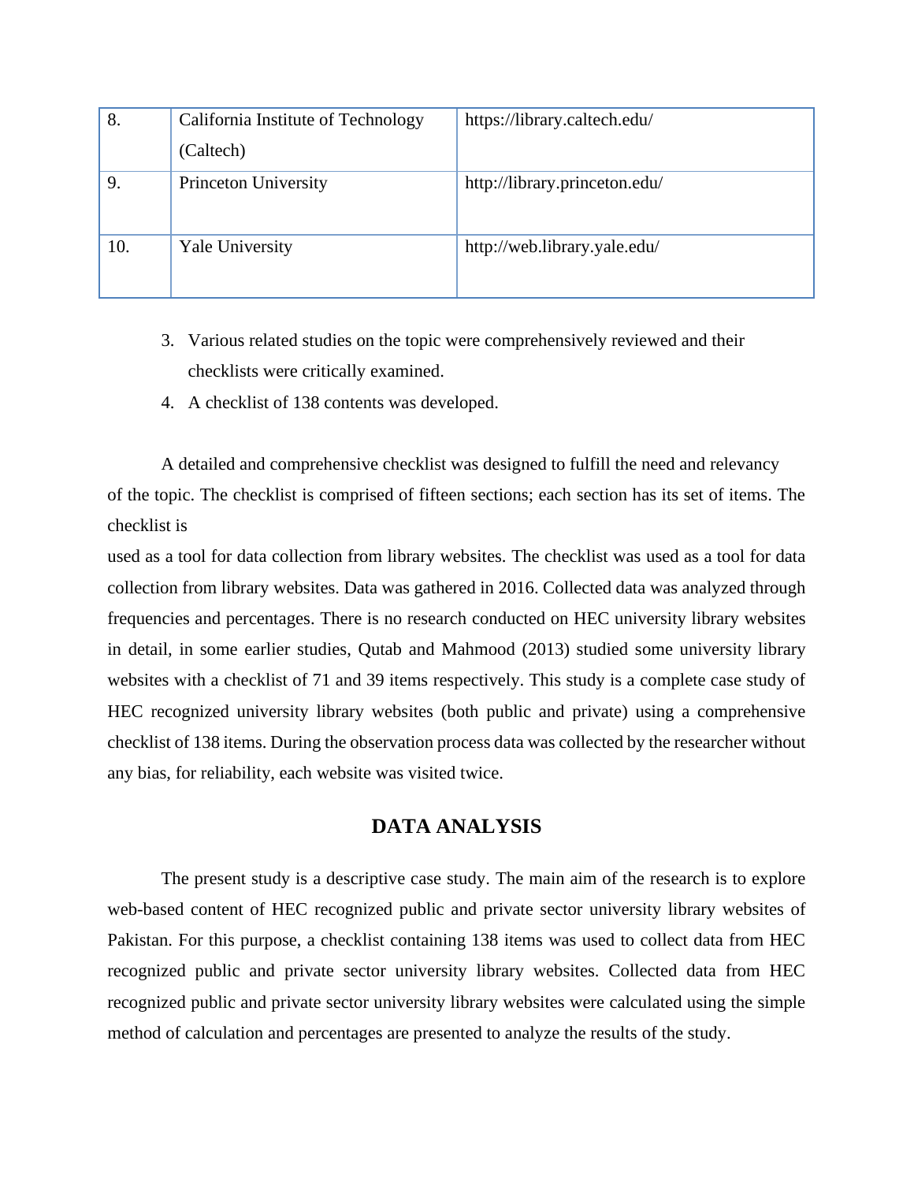| | | |
|---|---|---|
| 8. | California Institute of Technology (Caltech) | https://library.caltech.edu/ |
| 9. | Princeton University | http://library.princeton.edu/ |
| 10. | Yale University | http://web.library.yale.edu/ |

3. Various related studies on the topic were comprehensively reviewed and their checklists were critically examined.
4. A checklist of 138 contents was developed.

A detailed and comprehensive checklist was designed to fulfill the need and relevancy of the topic. The checklist is comprised of fifteen sections; each section has its set of items. The checklist is
used as a tool for data collection from library websites. The checklist was used as a tool for data collection from library websites. Data was gathered in 2016. Collected data was analyzed through frequencies and percentages. There is no research conducted on HEC university library websites in detail, in some earlier studies, Qutab and Mahmood (2013) studied some university library websites with a checklist of 71 and 39 items respectively. This study is a complete case study of HEC recognized university library websites (both public and private) using a comprehensive checklist of 138 items. During the observation process data was collected by the researcher without any bias, for reliability, each website was visited twice.

## DATA ANALYSIS

The present study is a descriptive case study. The main aim of the research is to explore web-based content of HEC recognized public and private sector university library websites of Pakistan. For this purpose, a checklist containing 138 items was used to collect data from HEC recognized public and private sector university library websites. Collected data from HEC recognized public and private sector university library websites were calculated using the simple method of calculation and percentages are presented to analyze the results of the study.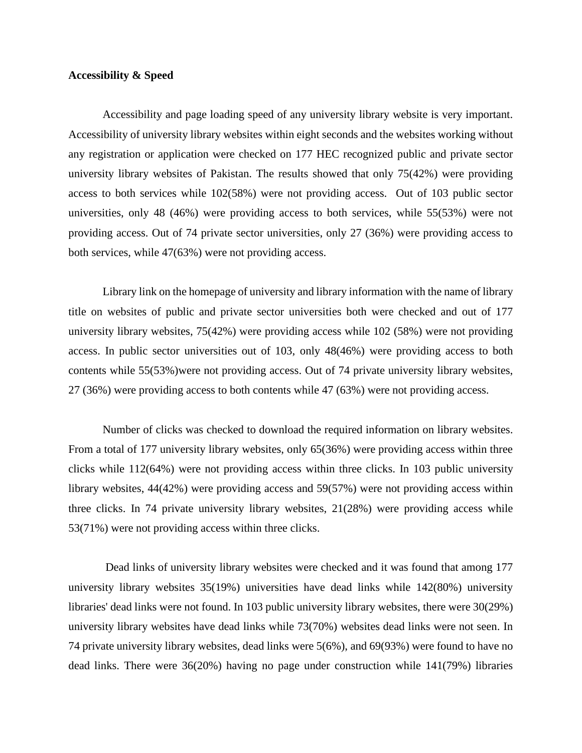**Accessibility & Speed**

Accessibility and page loading speed of any university library website is very important. Accessibility of university library websites within eight seconds and the websites working without any registration or application were checked on 177 HEC recognized public and private sector university library websites of Pakistan. The results showed that only 75(42%) were providing access to both services while 102(58%) were not providing access. Out of 103 public sector universities, only 48 (46%) were providing access to both services, while 55(53%) were not providing access. Out of 74 private sector universities, only 27 (36%) were providing access to both services, while 47(63%) were not providing access.

Library link on the homepage of university and library information with the name of library title on websites of public and private sector universities both were checked and out of 177 university library websites, 75(42%) were providing access while 102 (58%) were not providing access. In public sector universities out of 103, only 48(46%) were providing access to both contents while 55(53%)were not providing access. Out of 74 private university library websites, 27 (36%) were providing access to both contents while 47 (63%) were not providing access.

Number of clicks was checked to download the required information on library websites. From a total of 177 university library websites, only 65(36%) were providing access within three clicks while 112(64%) were not providing access within three clicks. In 103 public university library websites, 44(42%) were providing access and 59(57%) were not providing access within three clicks. In 74 private university library websites, 21(28%) were providing access while 53(71%) were not providing access within three clicks.

Dead links of university library websites were checked and it was found that among 177 university library websites 35(19%) universities have dead links while 142(80%) university libraries' dead links were not found. In 103 public university library websites, there were 30(29%) university library websites have dead links while 73(70%) websites dead links were not seen. In 74 private university library websites, dead links were 5(6%), and 69(93%) were found to have no dead links. There were 36(20%) having no page under construction while 141(79%) libraries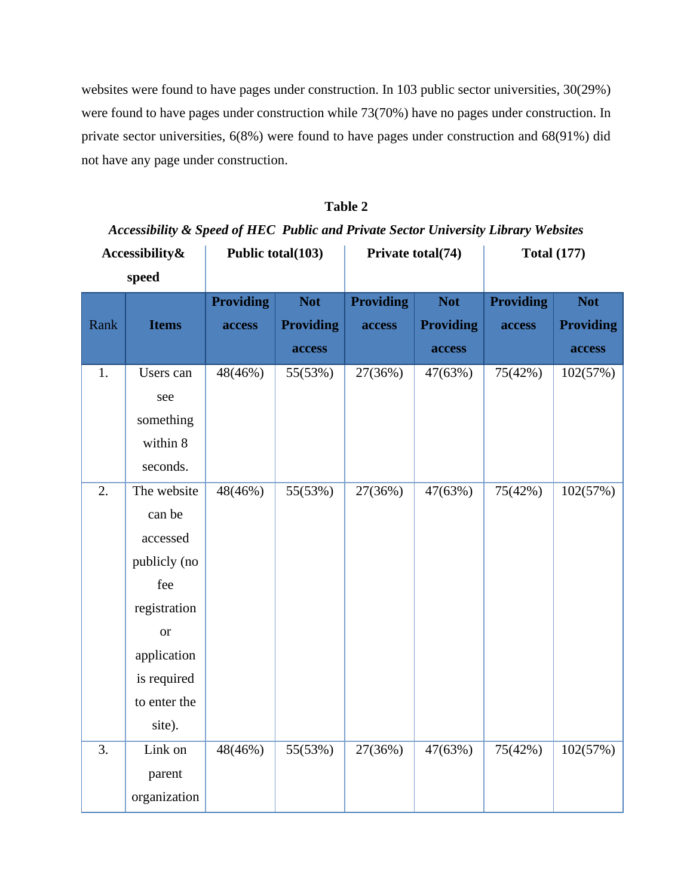websites were found to have pages under construction. In 103 public sector universities, 30(29%) were found to have pages under construction while 73(70%) have no pages under construction. In private sector universities, 6(8%) were found to have pages under construction and 68(91%) did not have any page under construction.

**Table 2**

***Accessibility & Speed of HEC Public and Private Sector University Library Websites***

| Accessibility& speed | | Public total(103) | | Private total(74) | | Total (177) | |
|---|---|---|---|---|---|---|---|
| Rank | **Items** | **Providing access** | **Not Providing access** | **Providing access** | **Not Providing access** | **Providing access** | **Not Providing access** |
| 1. | Users can see something within 8 seconds. | 48(46%) | 55(53%) | 27(36%) | 47(63%) | 75(42%) | 102(57%) |
| 2. | The website can be accessed publicly (no fee registration or application is required to enter the site). | 48(46%) | 55(53%) | 27(36%) | 47(63%) | 75(42%) | 102(57%) |
| 3. | Link on parent organization | 48(46%) | 55(53%) | 27(36%) | 47(63%) | 75(42%) | 102(57%) |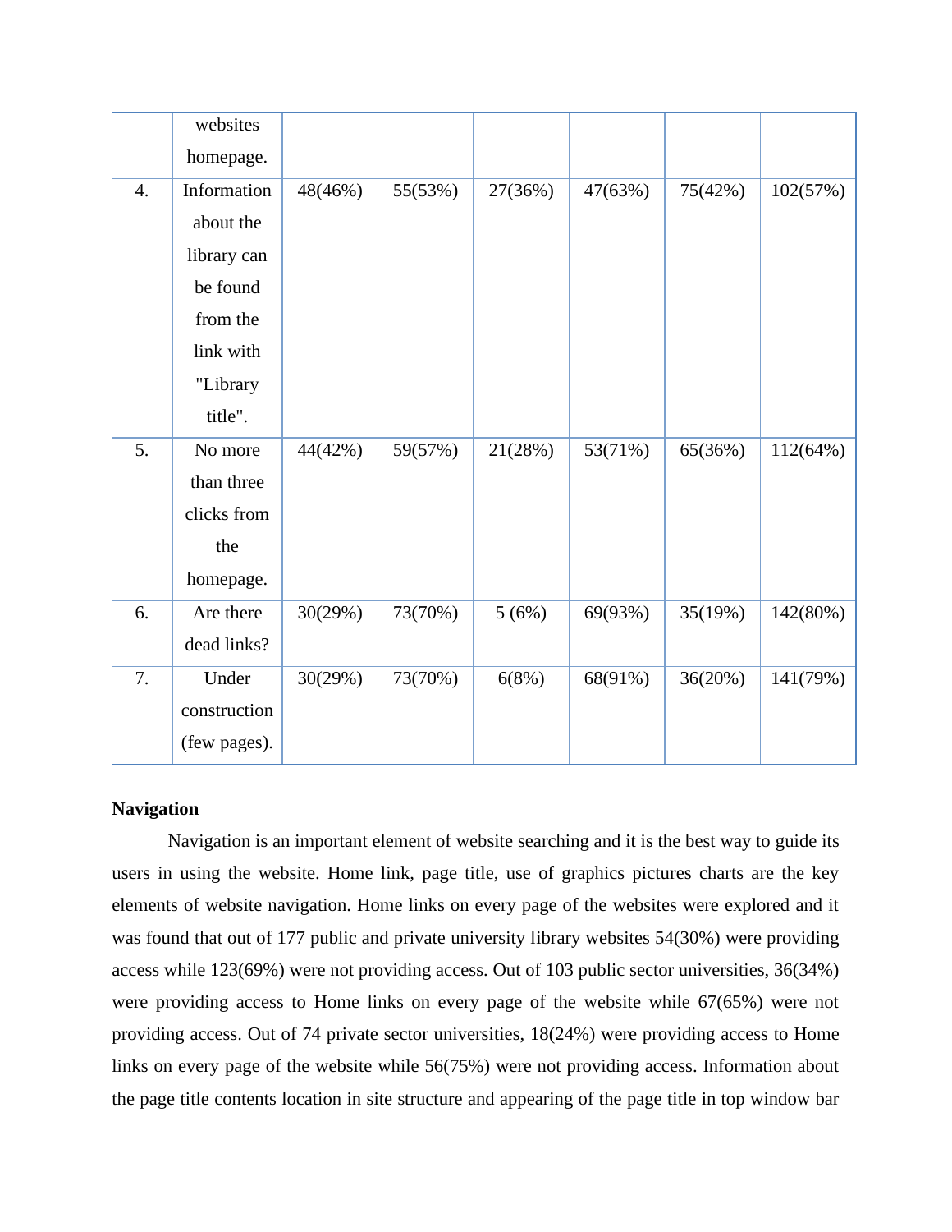| | | | | | | | |
|---|---|---|---|---|---|---|---|
| | websites homepage. | | | | | | |
| 4. | Information about the library can be found from the link with "Library title". | 48(46%) | 55(53%) | 27(36%) | 47(63%) | 75(42%) | 102(57%) |
| 5. | No more than three clicks from the homepage. | 44(42%) | 59(57%) | 21(28%) | 53(71%) | 65(36%) | 112(64%) |
| 6. | Are there dead links? | 30(29%) | 73(70%) | 5 (6%) | 69(93%) | 35(19%) | 142(80%) |
| 7. | Under construction (few pages). | 30(29%) | 73(70%) | 6(8%) | 68(91%) | 36(20%) | 141(79%) |

**Navigation**

Navigation is an important element of website searching and it is the best way to guide its users in using the website. Home link, page title, use of graphics pictures charts are the key elements of website navigation. Home links on every page of the websites were explored and it was found that out of 177 public and private university library websites 54(30%) were providing access while 123(69%) were not providing access. Out of 103 public sector universities, 36(34%) were providing access to Home links on every page of the website while 67(65%) were not providing access. Out of 74 private sector universities, 18(24%) were providing access to Home links on every page of the website while 56(75%) were not providing access. Information about the page title contents location in site structure and appearing of the page title in top window bar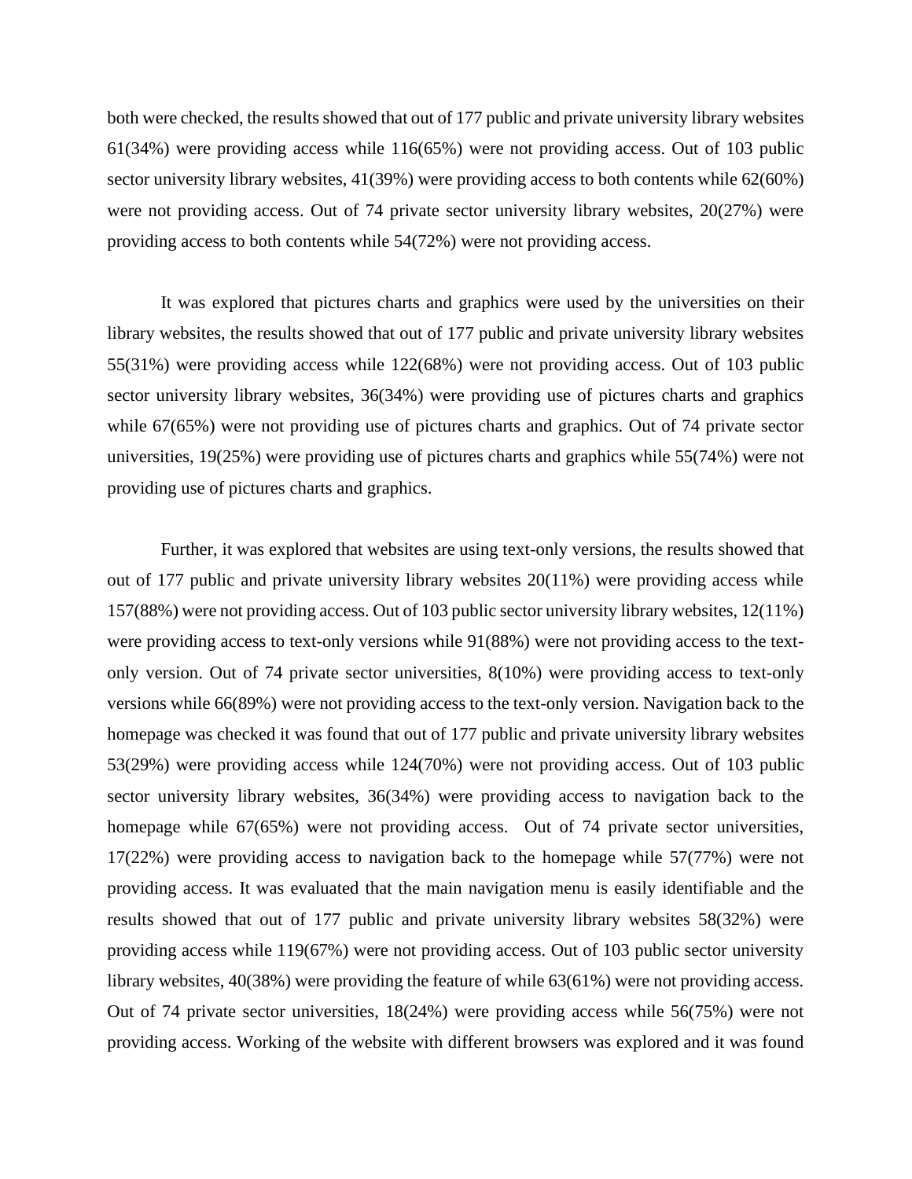both were checked, the results showed that out of 177 public and private university library websites 61(34%) were providing access while 116(65%) were not providing access. Out of 103 public sector university library websites, 41(39%) were providing access to both contents while 62(60%) were not providing access. Out of 74 private sector university library websites, 20(27%) were providing access to both contents while 54(72%) were not providing access.

It was explored that pictures charts and graphics were used by the universities on their library websites, the results showed that out of 177 public and private university library websites 55(31%) were providing access while 122(68%) were not providing access. Out of 103 public sector university library websites, 36(34%) were providing use of pictures charts and graphics while 67(65%) were not providing use of pictures charts and graphics. Out of 74 private sector universities, 19(25%) were providing use of pictures charts and graphics while 55(74%) were not providing use of pictures charts and graphics.

Further, it was explored that websites are using text-only versions, the results showed that out of 177 public and private university library websites 20(11%) were providing access while 157(88%) were not providing access. Out of 103 public sector university library websites, 12(11%) were providing access to text-only versions while 91(88%) were not providing access to the text-only version. Out of 74 private sector universities, 8(10%) were providing access to text-only versions while 66(89%) were not providing access to the text-only version. Navigation back to the homepage was checked it was found that out of 177 public and private university library websites 53(29%) were providing access while 124(70%) were not providing access. Out of 103 public sector university library websites, 36(34%) were providing access to navigation back to the homepage while 67(65%) were not providing access. Out of 74 private sector universities, 17(22%) were providing access to navigation back to the homepage while 57(77%) were not providing access. It was evaluated that the main navigation menu is easily identifiable and the results showed that out of 177 public and private university library websites 58(32%) were providing access while 119(67%) were not providing access. Out of 103 public sector university library websites, 40(38%) were providing the feature of while 63(61%) were not providing access. Out of 74 private sector universities, 18(24%) were providing access while 56(75%) were not providing access. Working of the website with different browsers was explored and it was found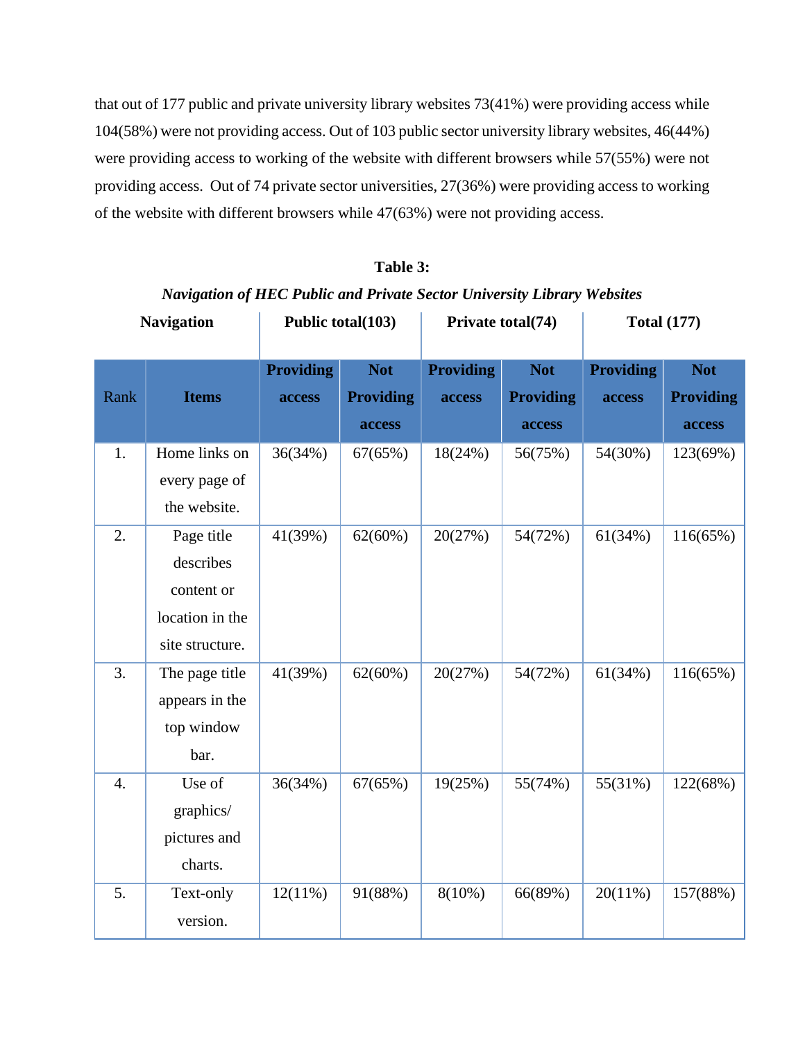that out of 177 public and private university library websites 73(41%) were providing access while 104(58%) were not providing access. Out of 103 public sector university library websites, 46(44%) were providing access to working of the website with different browsers while 57(55%) were not providing access. Out of 74 private sector universities, 27(36%) were providing access to working of the website with different browsers while 47(63%) were not providing access.

**Table 3:**

***Navigation of HEC Public and Private Sector University Library Websites***

| Navigation | | Public total(103) | | Private total(74) | | Total (177) | |
|---|---|---|---|---|---|---|---|
| Rank | **Items** | **Providing access** | **Not Providing access** | **Providing access** | **Not Providing access** | **Providing access** | **Not Providing access** |
| 1. | Home links on every page of the website. | 36(34%) | 67(65%) | 18(24%) | 56(75%) | 54(30%) | 123(69%) |
| 2. | Page title describes content or location in the site structure. | 41(39%) | 62(60%) | 20(27%) | 54(72%) | 61(34%) | 116(65%) |
| 3. | The page title appears in the top window bar. | 41(39%) | 62(60%) | 20(27%) | 54(72%) | 61(34%) | 116(65%) |
| 4. | Use of graphics/ pictures and charts. | 36(34%) | 67(65%) | 19(25%) | 55(74%) | 55(31%) | 122(68%) |
| 5. | Text-only version. | 12(11%) | 91(88%) | 8(10%) | 66(89%) | 20(11%) | 157(88%) |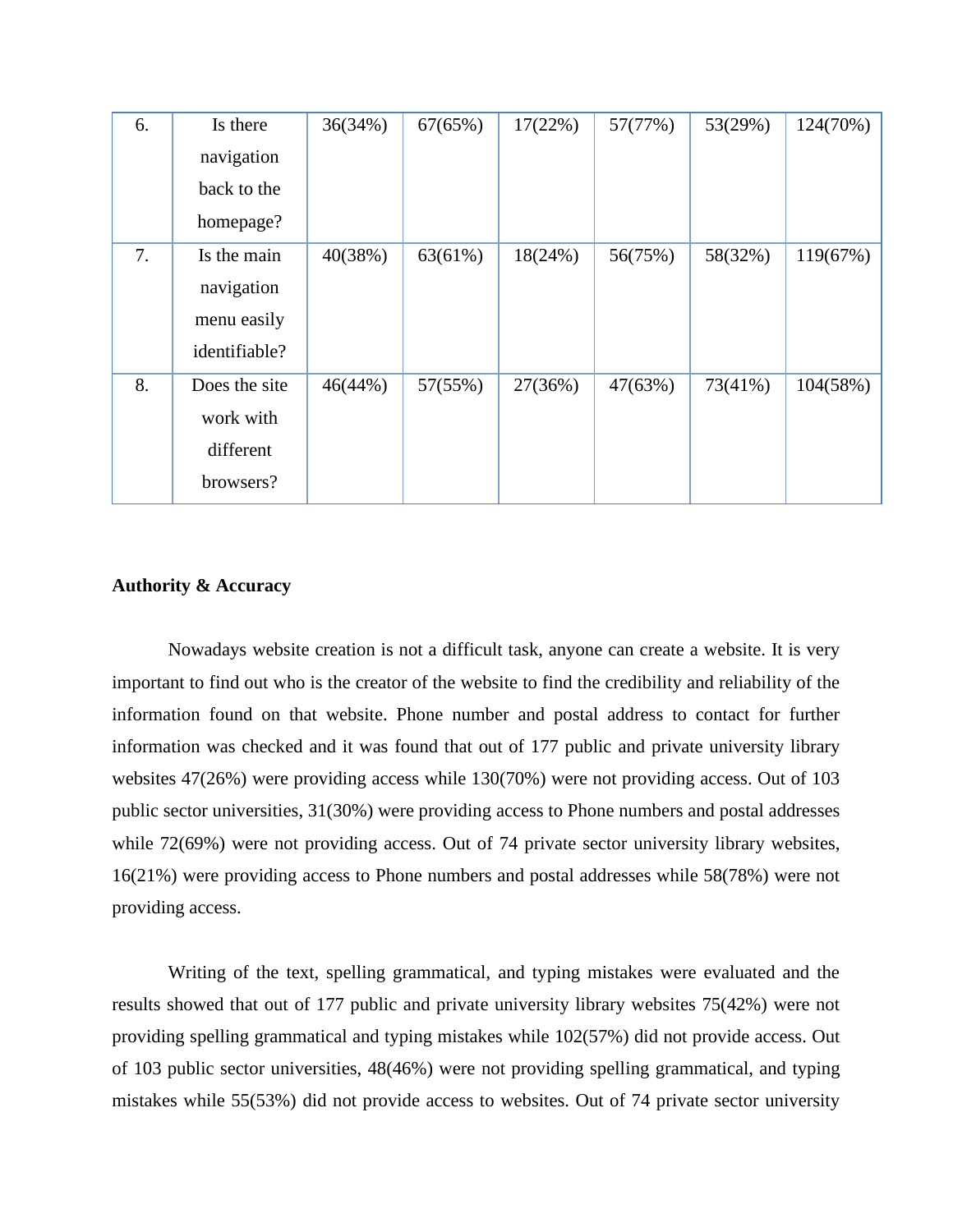| 6. | Is there navigation back to the homepage? | 36(34%) | 67(65%) | 17(22%) | 57(77%) | 53(29%) | 124(70%) |
|---|---|---|---|---|---|---|---|
| 7. | Is the main navigation menu easily identifiable? | 40(38%) | 63(61%) | 18(24%) | 56(75%) | 58(32%) | 119(67%) |
| 8. | Does the site work with different browsers? | 46(44%) | 57(55%) | 27(36%) | 47(63%) | 73(41%) | 104(58%) |

**Authority & Accuracy**

Nowadays website creation is not a difficult task, anyone can create a website. It is very important to find out who is the creator of the website to find the credibility and reliability of the information found on that website. Phone number and postal address to contact for further information was checked and it was found that out of 177 public and private university library websites 47(26%) were providing access while 130(70%) were not providing access. Out of 103 public sector universities, 31(30%) were providing access to Phone numbers and postal addresses while 72(69%) were not providing access. Out of 74 private sector university library websites, 16(21%) were providing access to Phone numbers and postal addresses while 58(78%) were not providing access.

Writing of the text, spelling grammatical, and typing mistakes were evaluated and the results showed that out of 177 public and private university library websites 75(42%) were not providing spelling grammatical and typing mistakes while 102(57%) did not provide access. Out of 103 public sector universities, 48(46%) were not providing spelling grammatical, and typing mistakes while 55(53%) did not provide access to websites. Out of 74 private sector university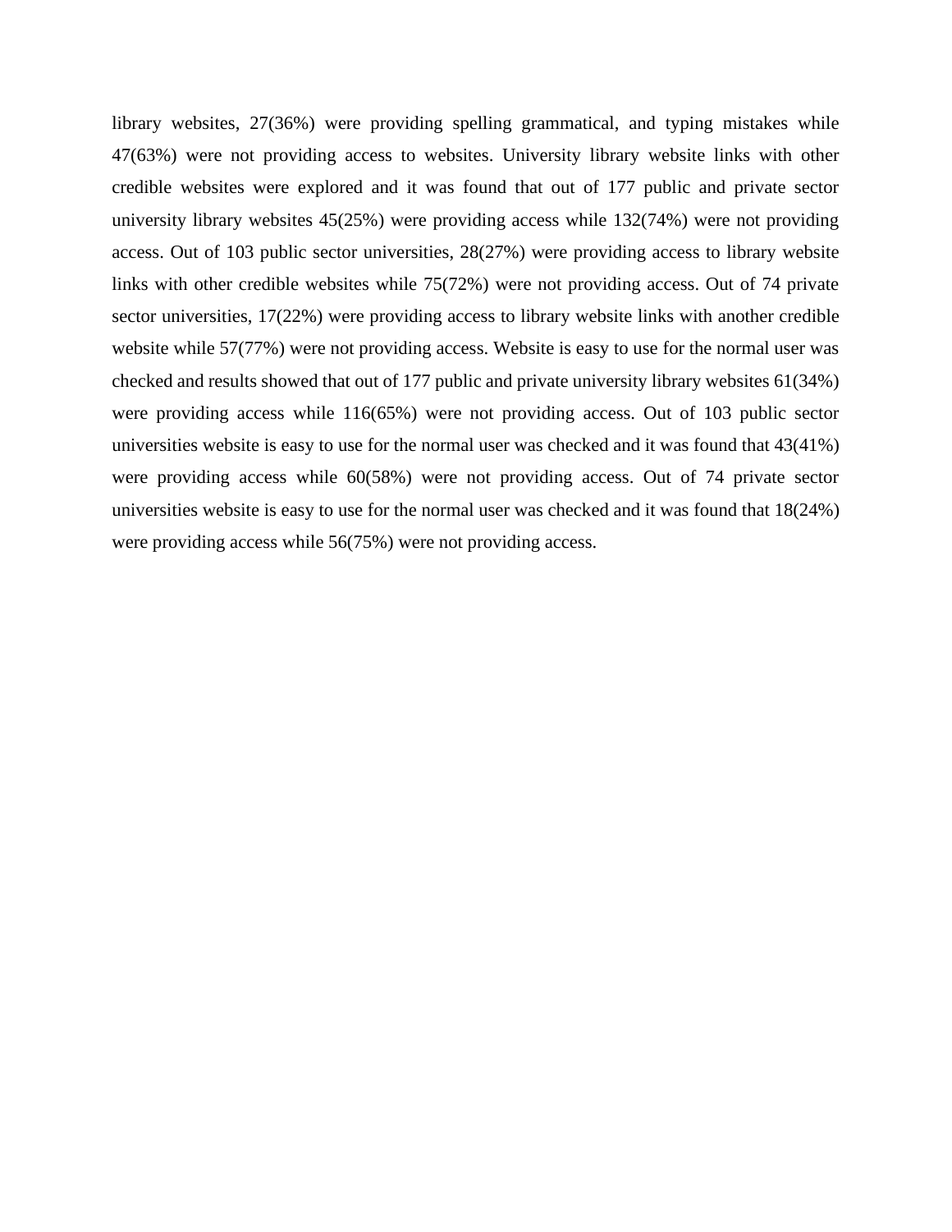library websites, 27(36%) were providing spelling grammatical, and typing mistakes while 47(63%) were not providing access to websites. University library website links with other credible websites were explored and it was found that out of 177 public and private sector university library websites 45(25%) were providing access while 132(74%) were not providing access. Out of 103 public sector universities, 28(27%) were providing access to library website links with other credible websites while 75(72%) were not providing access. Out of 74 private sector universities, 17(22%) were providing access to library website links with another credible website while 57(77%) were not providing access. Website is easy to use for the normal user was checked and results showed that out of 177 public and private university library websites 61(34%) were providing access while 116(65%) were not providing access. Out of 103 public sector universities website is easy to use for the normal user was checked and it was found that 43(41%) were providing access while 60(58%) were not providing access. Out of 74 private sector universities website is easy to use for the normal user was checked and it was found that 18(24%) were providing access while 56(75%) were not providing access.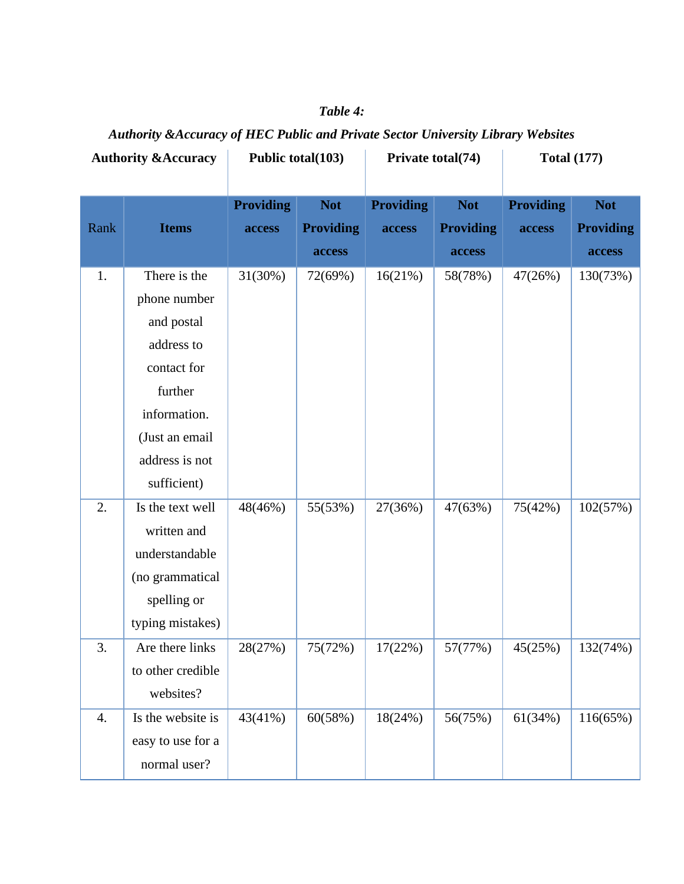*Table 4:*

***Authority &Accuracy of HEC Public and Private Sector University Library Websites***

| Authority &Accuracy | | Public total(103) | | Private total(74) | | Total (177) | |
|---|---|---|---|---|---|---|---|
| Rank | Items | Providing access | Not Providing access | Providing access | Not Providing access | Providing access | Not Providing access |
| 1. | There is the phone number and postal address to contact for further information. (Just an email address is not sufficient) | 31(30%) | 72(69%) | 16(21%) | 58(78%) | 47(26%) | 130(73%) |
| 2. | Is the text well written and understandable (no grammatical spelling or typing mistakes) | 48(46%) | 55(53%) | 27(36%) | 47(63%) | 75(42%) | 102(57%) |
| 3. | Are there links to other credible websites? | 28(27%) | 75(72%) | 17(22%) | 57(77%) | 45(25%) | 132(74%) |
| 4. | Is the website is easy to use for a normal user? | 43(41%) | 60(58%) | 18(24%) | 56(75%) | 61(34%) | 116(65%) |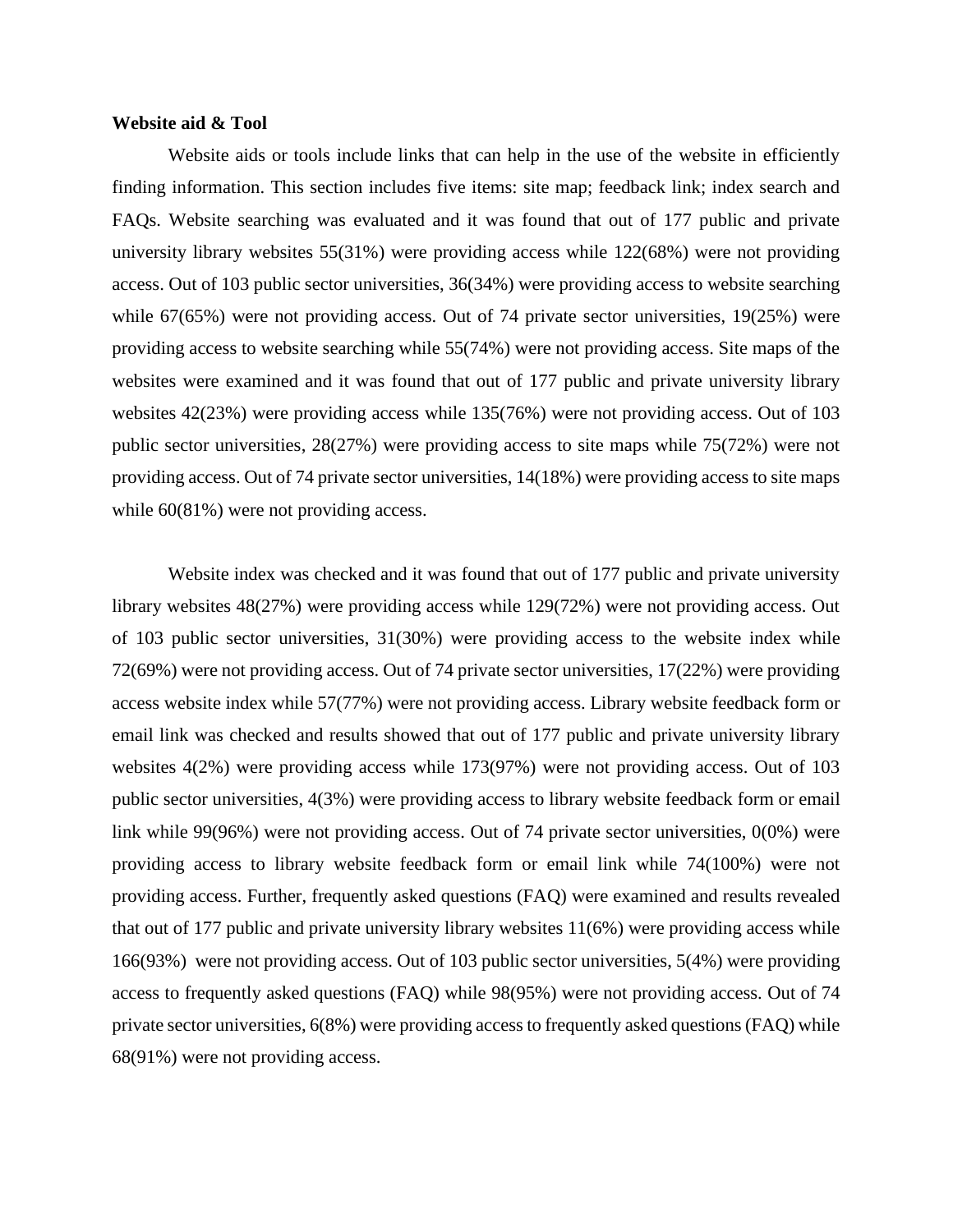**Website aid & Tool**

Website aids or tools include links that can help in the use of the website in efficiently finding information. This section includes five items: site map; feedback link; index search and FAQs. Website searching was evaluated and it was found that out of 177 public and private university library websites 55(31%) were providing access while 122(68%) were not providing access. Out of 103 public sector universities, 36(34%) were providing access to website searching while 67(65%) were not providing access. Out of 74 private sector universities, 19(25%) were providing access to website searching while 55(74%) were not providing access. Site maps of the websites were examined and it was found that out of 177 public and private university library websites 42(23%) were providing access while 135(76%) were not providing access. Out of 103 public sector universities, 28(27%) were providing access to site maps while 75(72%) were not providing access. Out of 74 private sector universities, 14(18%) were providing access to site maps while 60(81%) were not providing access.

Website index was checked and it was found that out of 177 public and private university library websites 48(27%) were providing access while 129(72%) were not providing access. Out of 103 public sector universities, 31(30%) were providing access to the website index while 72(69%) were not providing access. Out of 74 private sector universities, 17(22%) were providing access website index while 57(77%) were not providing access. Library website feedback form or email link was checked and results showed that out of 177 public and private university library websites 4(2%) were providing access while 173(97%) were not providing access. Out of 103 public sector universities, 4(3%) were providing access to library website feedback form or email link while 99(96%) were not providing access. Out of 74 private sector universities, 0(0%) were providing access to library website feedback form or email link while 74(100%) were not providing access. Further, frequently asked questions (FAQ) were examined and results revealed that out of 177 public and private university library websites 11(6%) were providing access while 166(93%) were not providing access. Out of 103 public sector universities, 5(4%) were providing access to frequently asked questions (FAQ) while 98(95%) were not providing access. Out of 74 private sector universities, 6(8%) were providing access to frequently asked questions (FAQ) while 68(91%) were not providing access.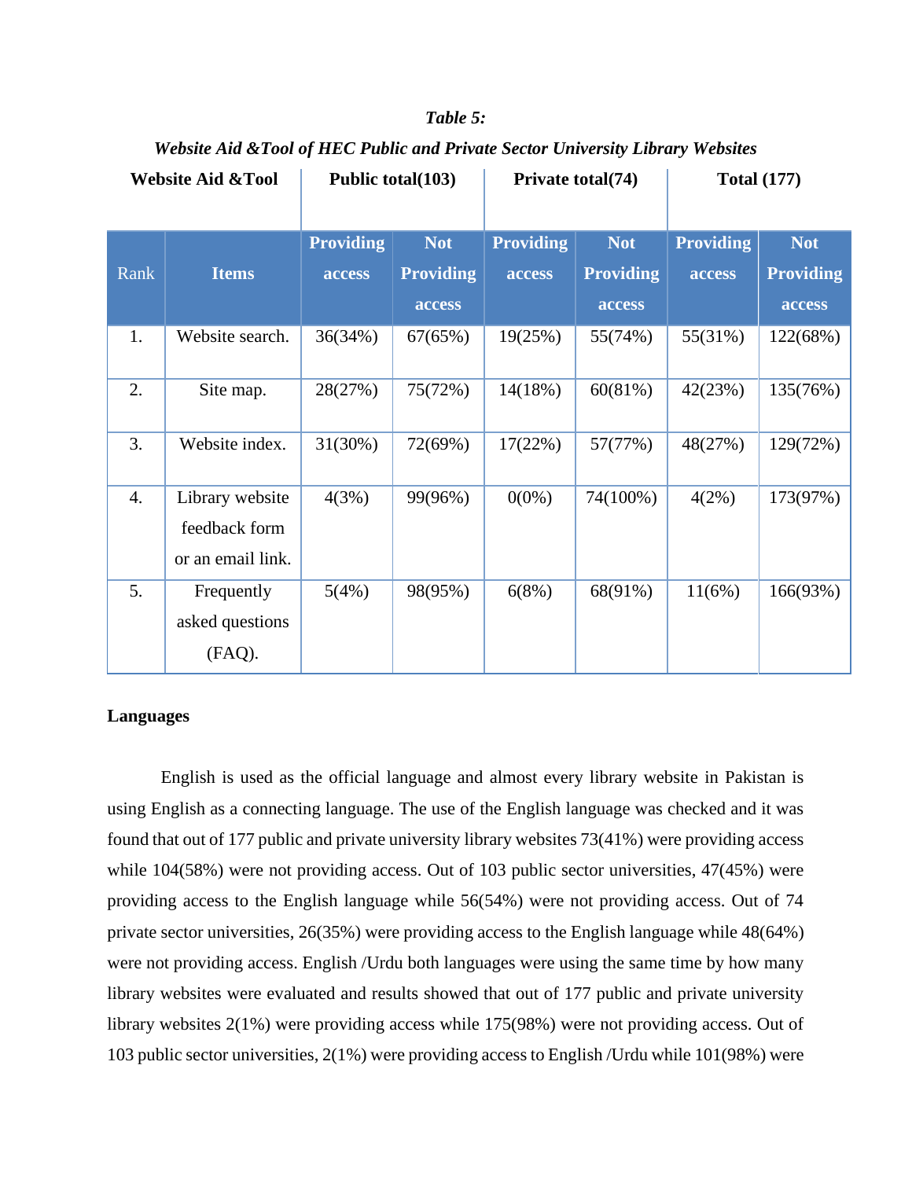***Table 5:***

***Website Aid &Tool of HEC Public and Private Sector University Library Websites***

| Website Aid &Tool | | Public total(103) | | Private total(74) | | Total (177) | |
|---|---|---|---|---|---|---|---|
| Rank | Items | Providing access | Not Providing access | Providing access | Not Providing access | Providing access | Not Providing access |
| 1. | Website search. | 36(34%) | 67(65%) | 19(25%) | 55(74%) | 55(31%) | 122(68%) |
| 2. | Site map. | 28(27%) | 75(72%) | 14(18%) | 60(81%) | 42(23%) | 135(76%) |
| 3. | Website index. | 31(30%) | 72(69%) | 17(22%) | 57(77%) | 48(27%) | 129(72%) |
| 4. | Library website feedback form or an email link. | 4(3%) | 99(96%) | 0(0%) | 74(100%) | 4(2%) | 173(97%) |
| 5. | Frequently asked questions (FAQ). | 5(4%) | 98(95%) | 6(8%) | 68(91%) | 11(6%) | 166(93%) |

**Languages**

English is used as the official language and almost every library website in Pakistan is using English as a connecting language. The use of the English language was checked and it was found that out of 177 public and private university library websites 73(41%) were providing access while 104(58%) were not providing access. Out of 103 public sector universities, 47(45%) were providing access to the English language while 56(54%) were not providing access. Out of 74 private sector universities, 26(35%) were providing access to the English language while 48(64%) were not providing access. English /Urdu both languages were using the same time by how many library websites were evaluated and results showed that out of 177 public and private university library websites 2(1%) were providing access while 175(98%) were not providing access. Out of 103 public sector universities, 2(1%) were providing access to English /Urdu while 101(98%) were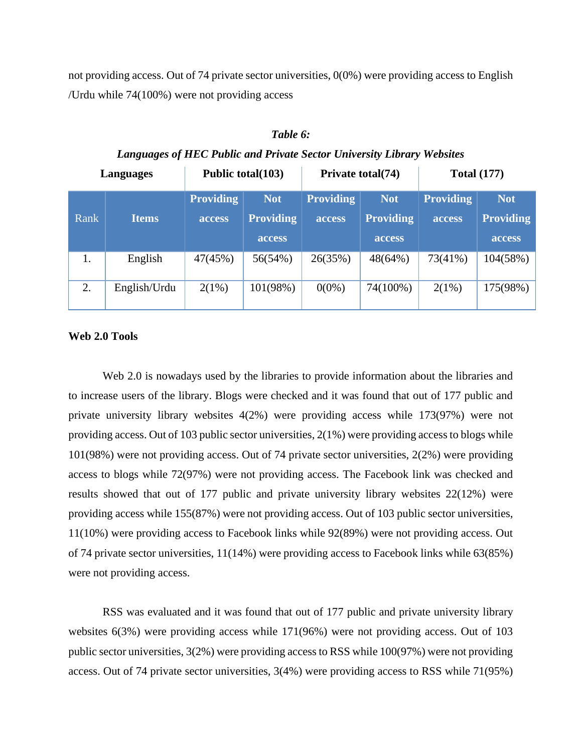not providing access. Out of 74 private sector universities, 0(0%) were providing access to English /Urdu while 74(100%) were not providing access

***Table 6:***

***Languages of HEC Public and Private Sector University Library Websites***

| Languages | | Public total(103) | | Private total(74) | | Total (177) | |
|---|---|---|---|---|---|---|---|
| Rank | **Items** | **Providing access** | **Not Providing access** | **Providing access** | **Not Providing access** | **Providing access** | **Not Providing access** |
| 1. | English | 47(45%) | 56(54%) | 26(35%) | 48(64%) | 73(41%) | 104(58%) |
| 2. | English/Urdu | 2(1%) | 101(98%) | 0(0%) | 74(100%) | 2(1%) | 175(98%) |

**Web 2.0 Tools**

Web 2.0 is nowadays used by the libraries to provide information about the libraries and to increase users of the library. Blogs were checked and it was found that out of 177 public and private university library websites 4(2%) were providing access while 173(97%) were not providing access. Out of 103 public sector universities, 2(1%) were providing access to blogs while 101(98%) were not providing access. Out of 74 private sector universities, 2(2%) were providing access to blogs while 72(97%) were not providing access. The Facebook link was checked and results showed that out of 177 public and private university library websites 22(12%) were providing access while 155(87%) were not providing access. Out of 103 public sector universities, 11(10%) were providing access to Facebook links while 92(89%) were not providing access. Out of 74 private sector universities, 11(14%) were providing access to Facebook links while 63(85%) were not providing access.

RSS was evaluated and it was found that out of 177 public and private university library websites 6(3%) were providing access while 171(96%) were not providing access. Out of 103 public sector universities, 3(2%) were providing access to RSS while 100(97%) were not providing access. Out of 74 private sector universities, 3(4%) were providing access to RSS while 71(95%)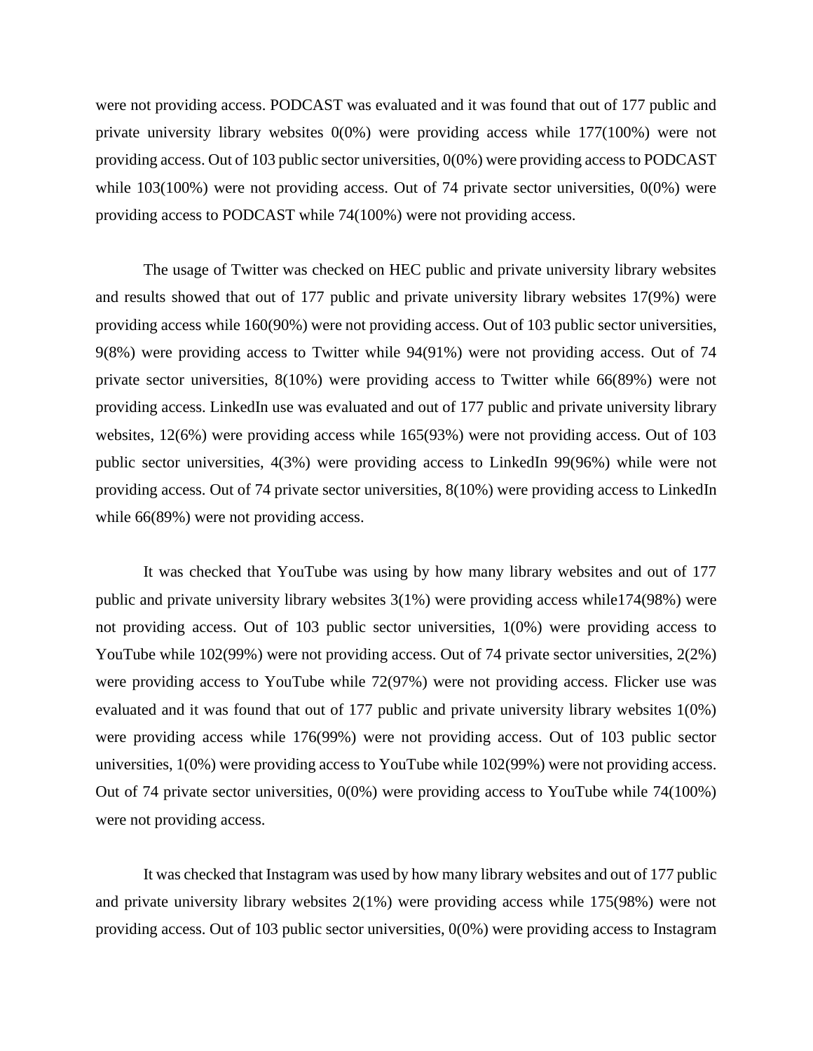were not providing access. PODCAST was evaluated and it was found that out of 177 public and private university library websites 0(0%) were providing access while 177(100%) were not providing access. Out of 103 public sector universities, 0(0%) were providing access to PODCAST while 103(100%) were not providing access. Out of 74 private sector universities, 0(0%) were providing access to PODCAST while 74(100%) were not providing access.

The usage of Twitter was checked on HEC public and private university library websites and results showed that out of 177 public and private university library websites 17(9%) were providing access while 160(90%) were not providing access. Out of 103 public sector universities, 9(8%) were providing access to Twitter while 94(91%) were not providing access. Out of 74 private sector universities, 8(10%) were providing access to Twitter while 66(89%) were not providing access. LinkedIn use was evaluated and out of 177 public and private university library websites, 12(6%) were providing access while 165(93%) were not providing access. Out of 103 public sector universities, 4(3%) were providing access to LinkedIn 99(96%) while were not providing access. Out of 74 private sector universities, 8(10%) were providing access to LinkedIn while 66(89%) were not providing access.

It was checked that YouTube was using by how many library websites and out of 177 public and private university library websites 3(1%) were providing access while174(98%) were not providing access. Out of 103 public sector universities, 1(0%) were providing access to YouTube while 102(99%) were not providing access. Out of 74 private sector universities, 2(2%) were providing access to YouTube while 72(97%) were not providing access. Flicker use was evaluated and it was found that out of 177 public and private university library websites 1(0%) were providing access while 176(99%) were not providing access. Out of 103 public sector universities, 1(0%) were providing access to YouTube while 102(99%) were not providing access. Out of 74 private sector universities, 0(0%) were providing access to YouTube while 74(100%) were not providing access.

It was checked that Instagram was used by how many library websites and out of 177 public and private university library websites 2(1%) were providing access while 175(98%) were not providing access. Out of 103 public sector universities, 0(0%) were providing access to Instagram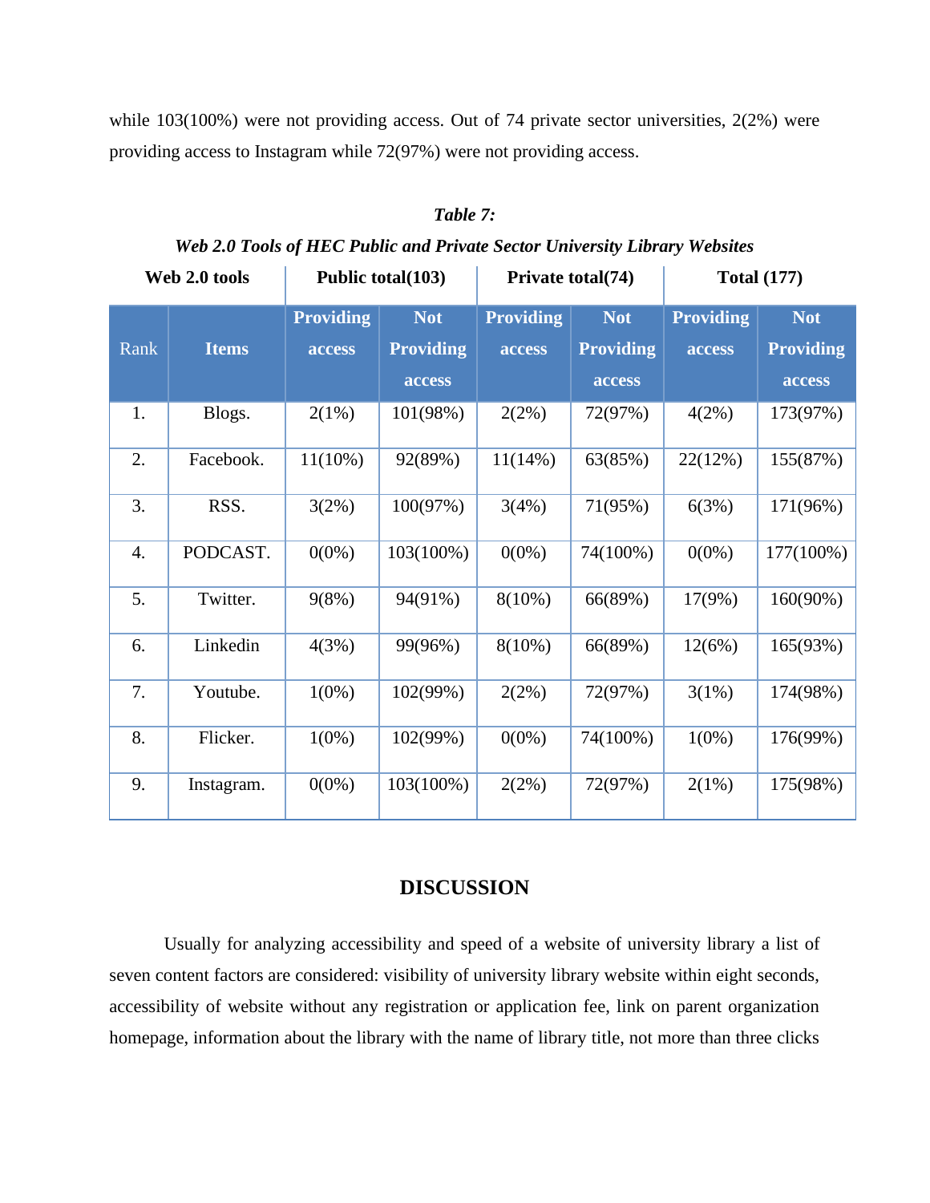while 103(100%) were not providing access. Out of 74 private sector universities, 2(2%) were providing access to Instagram while 72(97%) were not providing access.

***Table 7:***

***Web 2.0 Tools of HEC Public and Private Sector University Library Websites***

| Web 2.0 tools | | Public total(103) | | Private total(74) | | Total (177) | |
|---|---|---|---|---|---|---|---|
| Rank | Items | Providing access | Not Providing access | Providing access | Not Providing access | Providing access | Not Providing access |
| 1. | Blogs. | 2(1%) | 101(98%) | 2(2%) | 72(97%) | 4(2%) | 173(97%) |
| 2. | Facebook. | 11(10%) | 92(89%) | 11(14%) | 63(85%) | 22(12%) | 155(87%) |
| 3. | RSS. | 3(2%) | 100(97%) | 3(4%) | 71(95%) | 6(3%) | 171(96%) |
| 4. | PODCAST. | 0(0%) | 103(100%) | 0(0%) | 74(100%) | 0(0%) | 177(100%) |
| 5. | Twitter. | 9(8%) | 94(91%) | 8(10%) | 66(89%) | 17(9%) | 160(90%) |
| 6. | Linkedin | 4(3%) | 99(96%) | 8(10%) | 66(89%) | 12(6%) | 165(93%) |
| 7. | Youtube. | 1(0%) | 102(99%) | 2(2%) | 72(97%) | 3(1%) | 174(98%) |
| 8. | Flicker. | 1(0%) | 102(99%) | 0(0%) | 74(100%) | 1(0%) | 176(99%) |
| 9. | Instagram. | 0(0%) | 103(100%) | 2(2%) | 72(97%) | 2(1%) | 175(98%) |

## DISCUSSION

Usually for analyzing accessibility and speed of a website of university library a list of seven content factors are considered: visibility of university library website within eight seconds, accessibility of website without any registration or application fee, link on parent organization homepage, information about the library with the name of library title, not more than three clicks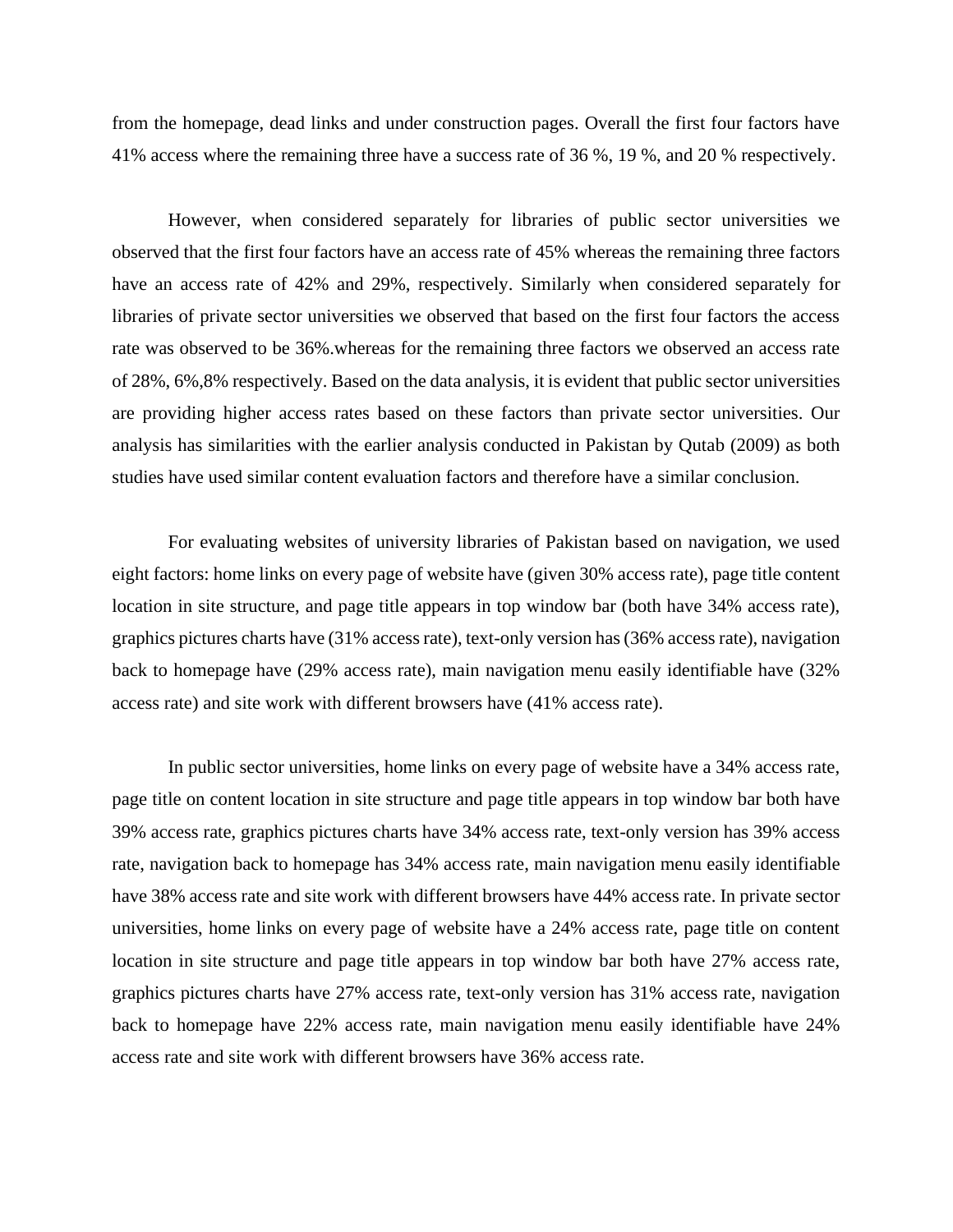from the homepage, dead links and under construction pages. Overall the first four factors have 41% access where the remaining three have a success rate of 36 %, 19 %, and 20 % respectively.

However, when considered separately for libraries of public sector universities we observed that the first four factors have an access rate of 45% whereas the remaining three factors have an access rate of 42% and 29%, respectively. Similarly when considered separately for libraries of private sector universities we observed that based on the first four factors the access rate was observed to be 36%.whereas for the remaining three factors we observed an access rate of 28%, 6%,8% respectively. Based on the data analysis, it is evident that public sector universities are providing higher access rates based on these factors than private sector universities. Our analysis has similarities with the earlier analysis conducted in Pakistan by Qutab (2009) as both studies have used similar content evaluation factors and therefore have a similar conclusion.

For evaluating websites of university libraries of Pakistan based on navigation, we used eight factors: home links on every page of website have (given 30% access rate), page title content location in site structure, and page title appears in top window bar (both have 34% access rate), graphics pictures charts have (31% access rate), text-only version has (36% access rate), navigation back to homepage have (29% access rate), main navigation menu easily identifiable have (32% access rate) and site work with different browsers have (41% access rate).

In public sector universities, home links on every page of website have a 34% access rate, page title on content location in site structure and page title appears in top window bar both have 39% access rate, graphics pictures charts have 34% access rate, text-only version has 39% access rate, navigation back to homepage has 34% access rate, main navigation menu easily identifiable have 38% access rate and site work with different browsers have 44% access rate. In private sector universities, home links on every page of website have a 24% access rate, page title on content location in site structure and page title appears in top window bar both have 27% access rate, graphics pictures charts have 27% access rate, text-only version has 31% access rate, navigation back to homepage have 22% access rate, main navigation menu easily identifiable have 24% access rate and site work with different browsers have 36% access rate.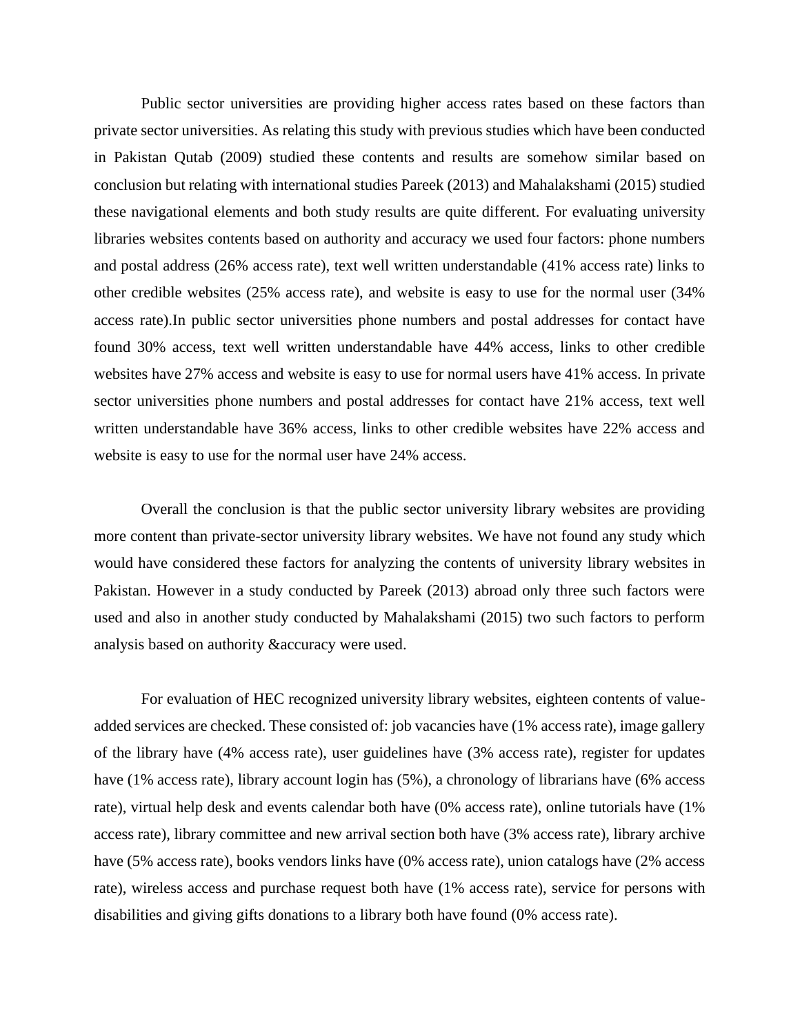Public sector universities are providing higher access rates based on these factors than private sector universities. As relating this study with previous studies which have been conducted in Pakistan Qutab (2009) studied these contents and results are somehow similar based on conclusion but relating with international studies Pareek (2013) and Mahalakshami (2015) studied these navigational elements and both study results are quite different. For evaluating university libraries websites contents based on authority and accuracy we used four factors: phone numbers and postal address (26% access rate), text well written understandable (41% access rate) links to other credible websites (25% access rate), and website is easy to use for the normal user (34% access rate).In public sector universities phone numbers and postal addresses for contact have found 30% access, text well written understandable have 44% access, links to other credible websites have 27% access and website is easy to use for normal users have 41% access. In private sector universities phone numbers and postal addresses for contact have 21% access, text well written understandable have 36% access, links to other credible websites have 22% access and website is easy to use for the normal user have 24% access.

Overall the conclusion is that the public sector university library websites are providing more content than private-sector university library websites. We have not found any study which would have considered these factors for analyzing the contents of university library websites in Pakistan. However in a study conducted by Pareek (2013) abroad only three such factors were used and also in another study conducted by Mahalakshami (2015) two such factors to perform analysis based on authority &accuracy were used.

For evaluation of HEC recognized university library websites, eighteen contents of value-added services are checked. These consisted of: job vacancies have (1% access rate), image gallery of the library have (4% access rate), user guidelines have (3% access rate), register for updates have (1% access rate), library account login has (5%), a chronology of librarians have (6% access rate), virtual help desk and events calendar both have (0% access rate), online tutorials have (1% access rate), library committee and new arrival section both have (3% access rate), library archive have (5% access rate), books vendors links have (0% access rate), union catalogs have (2% access rate), wireless access and purchase request both have (1% access rate), service for persons with disabilities and giving gifts donations to a library both have found (0% access rate).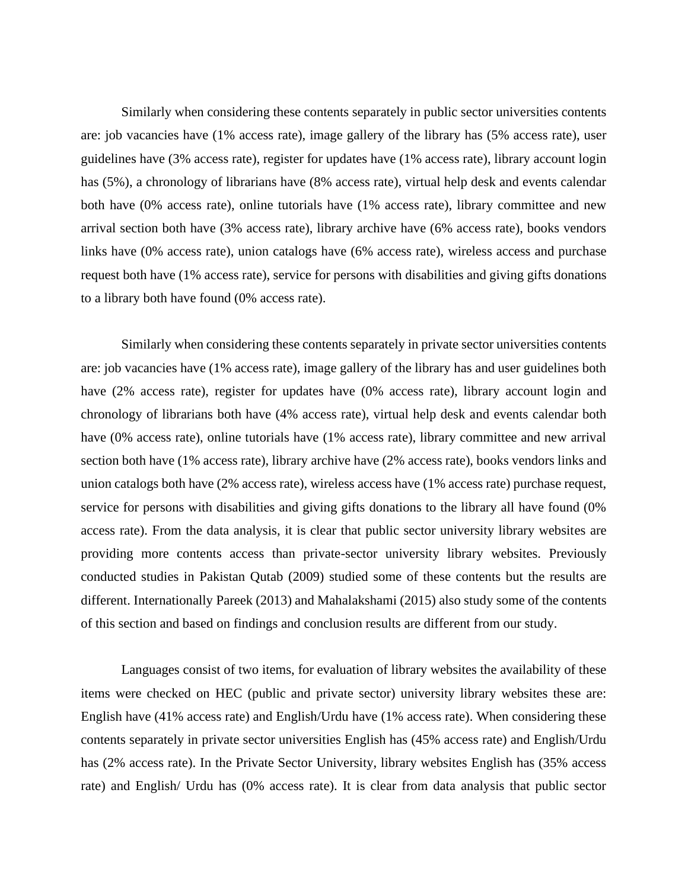Similarly when considering these contents separately in public sector universities contents are: job vacancies have (1% access rate), image gallery of the library has (5% access rate), user guidelines have (3% access rate), register for updates have (1% access rate), library account login has (5%), a chronology of librarians have (8% access rate), virtual help desk and events calendar both have (0% access rate), online tutorials have (1% access rate), library committee and new arrival section both have (3% access rate), library archive have (6% access rate), books vendors links have (0% access rate), union catalogs have (6% access rate), wireless access and purchase request both have (1% access rate), service for persons with disabilities and giving gifts donations to a library both have found (0% access rate).

Similarly when considering these contents separately in private sector universities contents are: job vacancies have (1% access rate), image gallery of the library has and user guidelines both have (2% access rate), register for updates have (0% access rate), library account login and chronology of librarians both have (4% access rate), virtual help desk and events calendar both have (0% access rate), online tutorials have (1% access rate), library committee and new arrival section both have (1% access rate), library archive have (2% access rate), books vendors links and union catalogs both have (2% access rate), wireless access have (1% access rate) purchase request, service for persons with disabilities and giving gifts donations to the library all have found (0% access rate). From the data analysis, it is clear that public sector university library websites are providing more contents access than private-sector university library websites. Previously conducted studies in Pakistan Qutab (2009) studied some of these contents but the results are different. Internationally Pareek (2013) and Mahalakshami (2015) also study some of the contents of this section and based on findings and conclusion results are different from our study.

Languages consist of two items, for evaluation of library websites the availability of these items were checked on HEC (public and private sector) university library websites these are: English have (41% access rate) and English/Urdu have (1% access rate). When considering these contents separately in private sector universities English has (45% access rate) and English/Urdu has (2% access rate). In the Private Sector University, library websites English has (35% access rate) and English/ Urdu has (0% access rate). It is clear from data analysis that public sector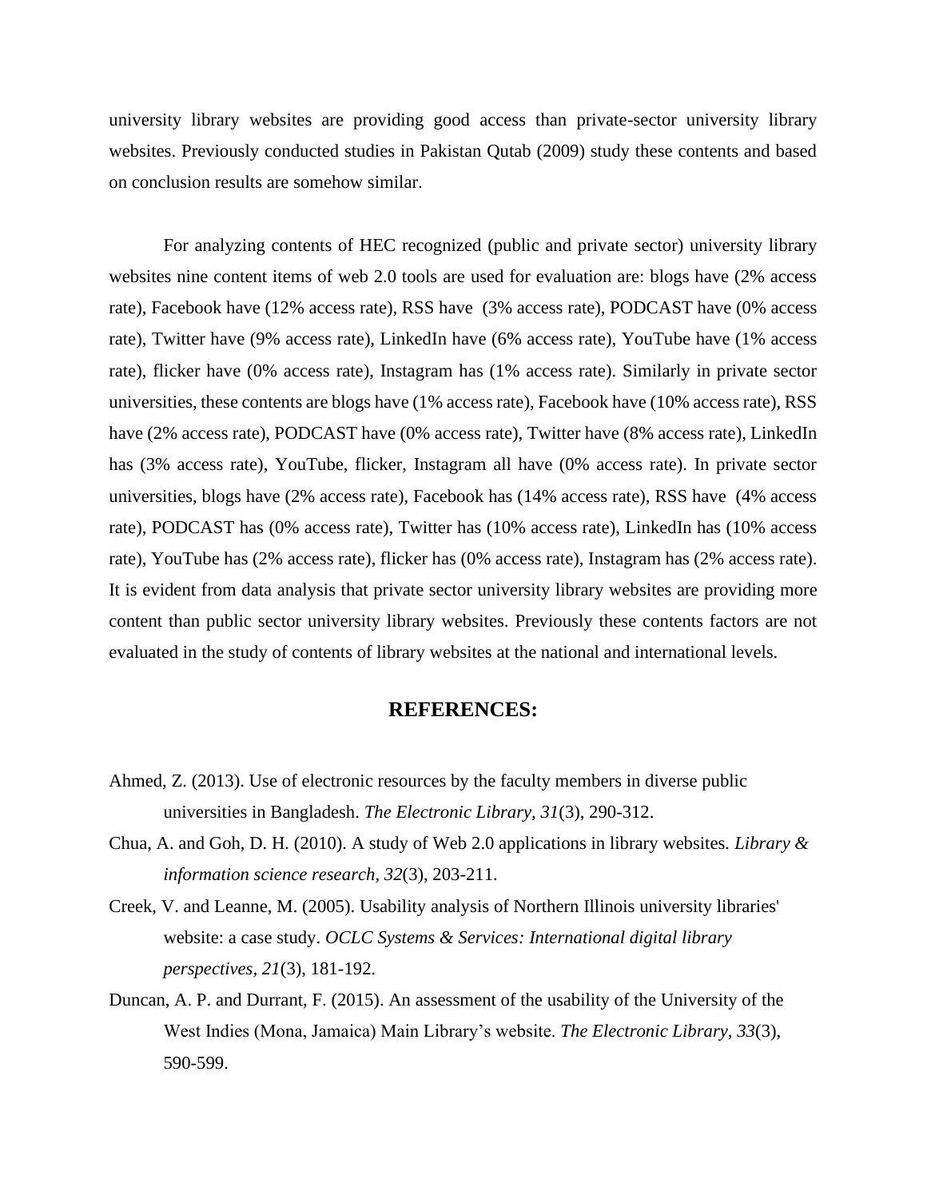university library websites are providing good access than private-sector university library websites. Previously conducted studies in Pakistan Qutab (2009) study these contents and based on conclusion results are somehow similar.

For analyzing contents of HEC recognized (public and private sector) university library websites nine content items of web 2.0 tools are used for evaluation are: blogs have (2% access rate), Facebook have (12% access rate), RSS have (3% access rate), PODCAST have (0% access rate), Twitter have (9% access rate), LinkedIn have (6% access rate), YouTube have (1% access rate), flicker have (0% access rate), Instagram has (1% access rate). Similarly in private sector universities, these contents are blogs have (1% access rate), Facebook have (10% access rate), RSS have (2% access rate), PODCAST have (0% access rate), Twitter have (8% access rate), LinkedIn has (3% access rate), YouTube, flicker, Instagram all have (0% access rate). In private sector universities, blogs have (2% access rate), Facebook has (14% access rate), RSS have (4% access rate), PODCAST has (0% access rate), Twitter has (10% access rate), LinkedIn has (10% access rate), YouTube has (2% access rate), flicker has (0% access rate), Instagram has (2% access rate). It is evident from data analysis that private sector university library websites are providing more content than public sector university library websites. Previously these contents factors are not evaluated in the study of contents of library websites at the national and international levels.

## REFERENCES:

Ahmed, Z. (2013). Use of electronic resources by the faculty members in diverse public universities in Bangladesh. *The Electronic Library*, *31*(3), 290-312.

Chua, A. and Goh, D. H. (2010). A study of Web 2.0 applications in library websites. *Library & information science research*, *32*(3), 203-211.

Creek, V. and Leanne, M. (2005). Usability analysis of Northern Illinois university libraries' website: a case study. *OCLC Systems & Services: International digital library perspectives*, *21*(3), 181-192.

Duncan, A. P. and Durrant, F. (2015). An assessment of the usability of the University of the West Indies (Mona, Jamaica) Main Library's website. *The Electronic Library*, *33*(3), 590-599.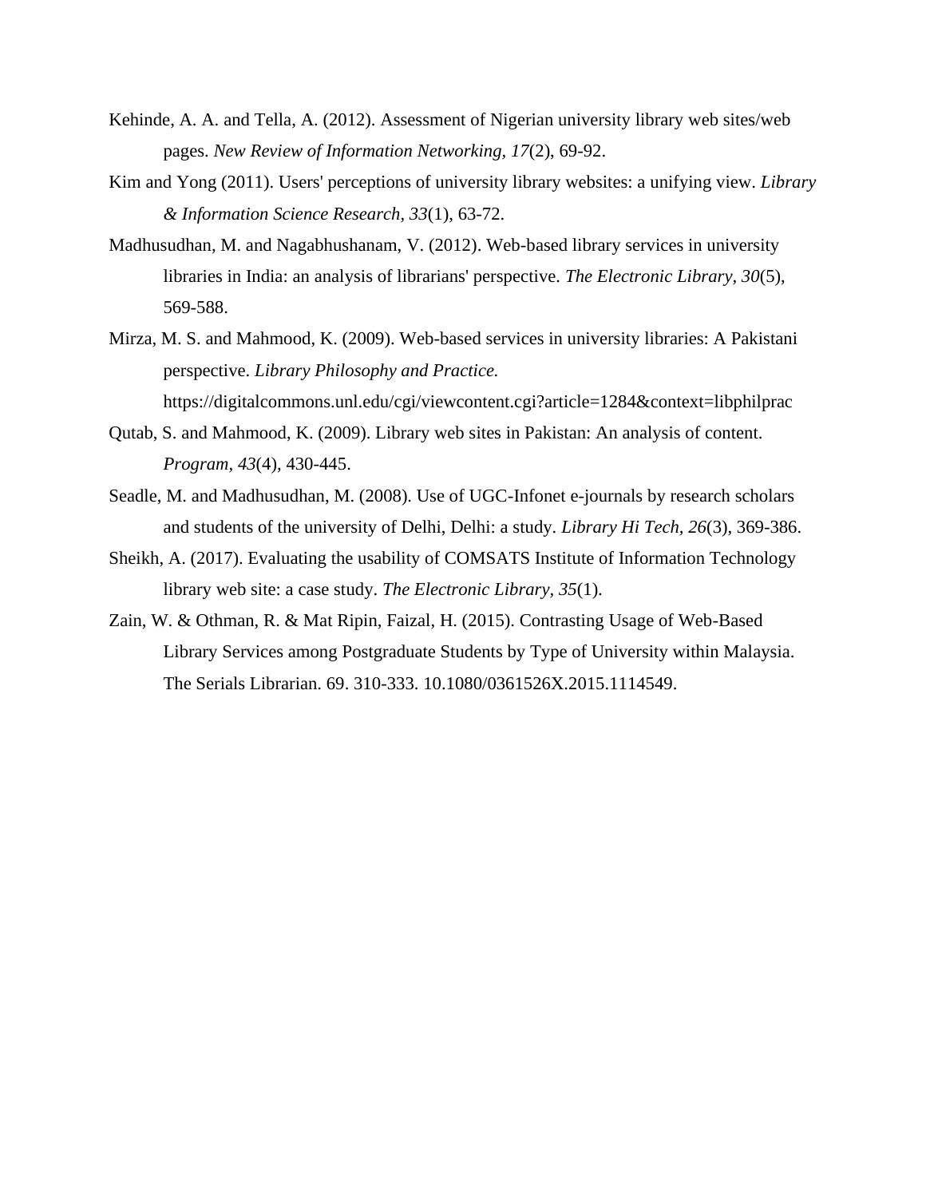Kehinde, A. A. and Tella, A. (2012). Assessment of Nigerian university library web sites/web pages. *New Review of Information Networking, 17*(2), 69-92.

Kim and Yong (2011). Users' perceptions of university library websites: a unifying view. *Library & Information Science Research, 33*(1), 63-72.

Madhusudhan, M. and Nagabhushanam, V. (2012). Web-based library services in university libraries in India: an analysis of librarians' perspective. *The Electronic Library, 30*(5), 569-588.

Mirza, M. S. and Mahmood, K. (2009). Web-based services in university libraries: A Pakistani perspective. *Library Philosophy and Practice.* https://digitalcommons.unl.edu/cgi/viewcontent.cgi?article=1284&context=libphilprac

Qutab, S. and Mahmood, K. (2009). Library web sites in Pakistan: An analysis of content. *Program, 43*(4), 430-445.

Seadle, M. and Madhusudhan, M. (2008). Use of UGC-Infonet e-journals by research scholars and students of the university of Delhi, Delhi: a study. *Library Hi Tech, 26*(3), 369-386.

Sheikh, A. (2017). Evaluating the usability of COMSATS Institute of Information Technology library web site: a case study. *The Electronic Library, 35*(1).

Zain, W. & Othman, R. & Mat Ripin, Faizal, H. (2015). Contrasting Usage of Web-Based Library Services among Postgraduate Students by Type of University within Malaysia. The Serials Librarian. 69. 310-333. 10.1080/0361526X.2015.1114549.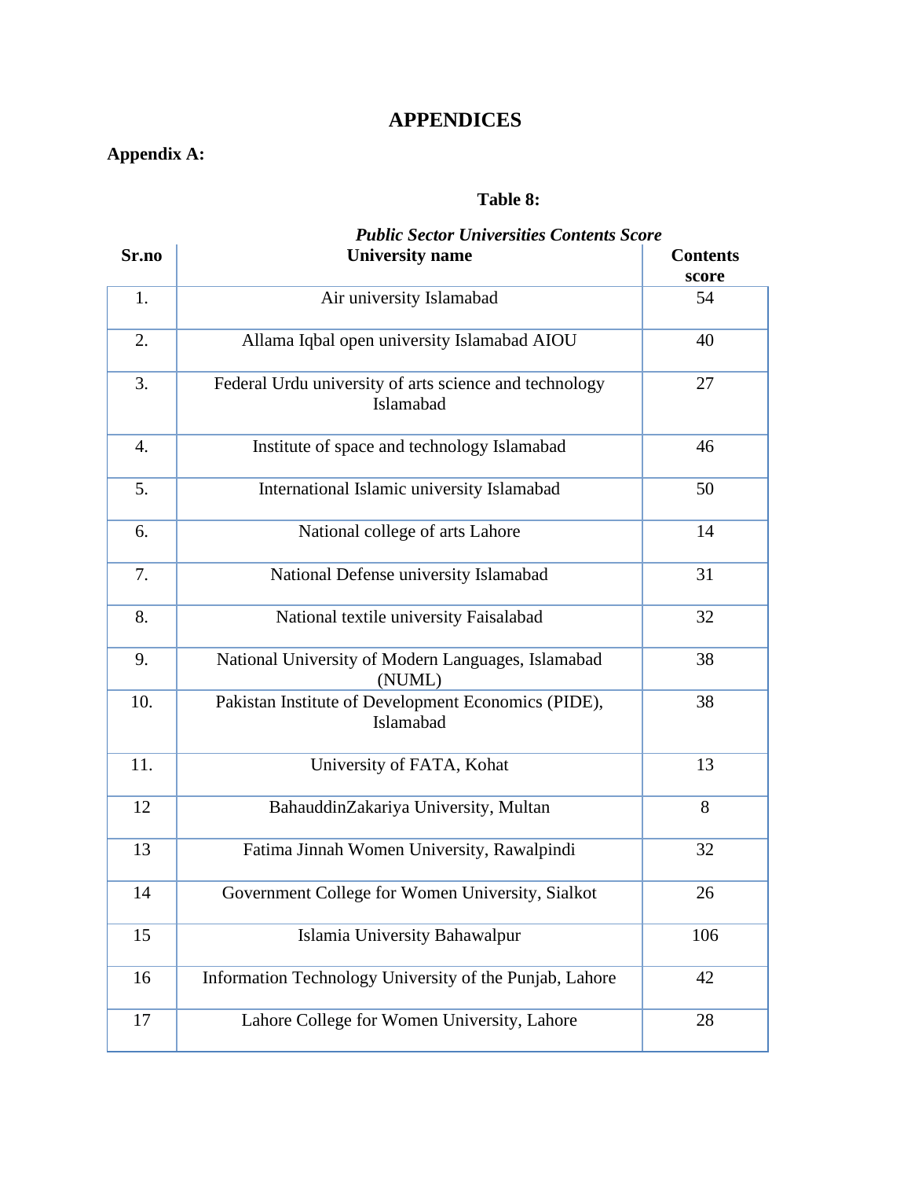# APPENDICES

**Appendix A:**

**Table 8:**

***Public Sector Universities Contents Score***

| Sr.no | University name | Contents score |
|---|---|---|
| 1. | Air university Islamabad | 54 |
| 2. | Allama Iqbal open university Islamabad AIOU | 40 |
| 3. | Federal Urdu university of arts science and technology Islamabad | 27 |
| 4. | Institute of space and technology Islamabad | 46 |
| 5. | International Islamic university Islamabad | 50 |
| 6. | National college of arts Lahore | 14 |
| 7. | National Defense university Islamabad | 31 |
| 8. | National textile university Faisalabad | 32 |
| 9. | National University of Modern Languages, Islamabad (NUML) | 38 |
| 10. | Pakistan Institute of Development Economics (PIDE), Islamabad | 38 |
| 11. | University of FATA, Kohat | 13 |
| 12 | BahauddinZakariya University, Multan | 8 |
| 13 | Fatima Jinnah Women University, Rawalpindi | 32 |
| 14 | Government College for Women University, Sialkot | 26 |
| 15 | Islamia University Bahawalpur | 106 |
| 16 | Information Technology University of the Punjab, Lahore | 42 |
| 17 | Lahore College for Women University, Lahore | 28 |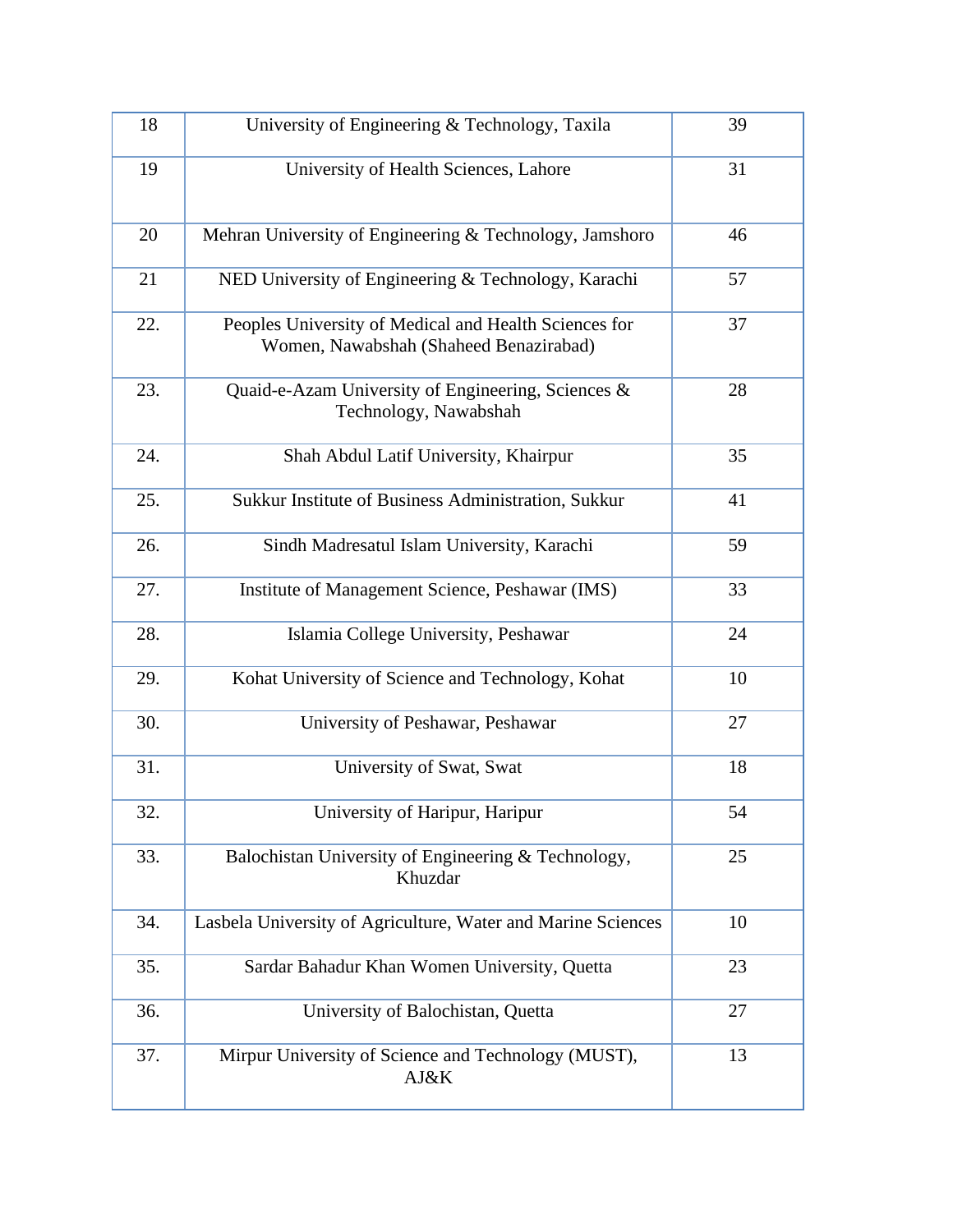| | | |
|---|---|---|
| 18 | University of Engineering & Technology, Taxila | 39 |
| 19 | University of Health Sciences, Lahore | 31 |
| 20 | Mehran University of Engineering & Technology, Jamshoro | 46 |
| 21 | NED University of Engineering & Technology, Karachi | 57 |
| 22. | Peoples University of Medical and Health Sciences for Women, Nawabshah (Shaheed Benazirabad) | 37 |
| 23. | Quaid-e-Azam University of Engineering, Sciences & Technology, Nawabshah | 28 |
| 24. | Shah Abdul Latif University, Khairpur | 35 |
| 25. | Sukkur Institute of Business Administration, Sukkur | 41 |
| 26. | Sindh Madresatul Islam University, Karachi | 59 |
| 27. | Institute of Management Science, Peshawar (IMS) | 33 |
| 28. | Islamia College University, Peshawar | 24 |
| 29. | Kohat University of Science and Technology, Kohat | 10 |
| 30. | University of Peshawar, Peshawar | 27 |
| 31. | University of Swat, Swat | 18 |
| 32. | University of Haripur, Haripur | 54 |
| 33. | Balochistan University of Engineering & Technology, Khuzdar | 25 |
| 34. | Lasbela University of Agriculture, Water and Marine Sciences | 10 |
| 35. | Sardar Bahadur Khan Women University, Quetta | 23 |
| 36. | University of Balochistan, Quetta | 27 |
| 37. | Mirpur University of Science and Technology (MUST), AJ&K | 13 |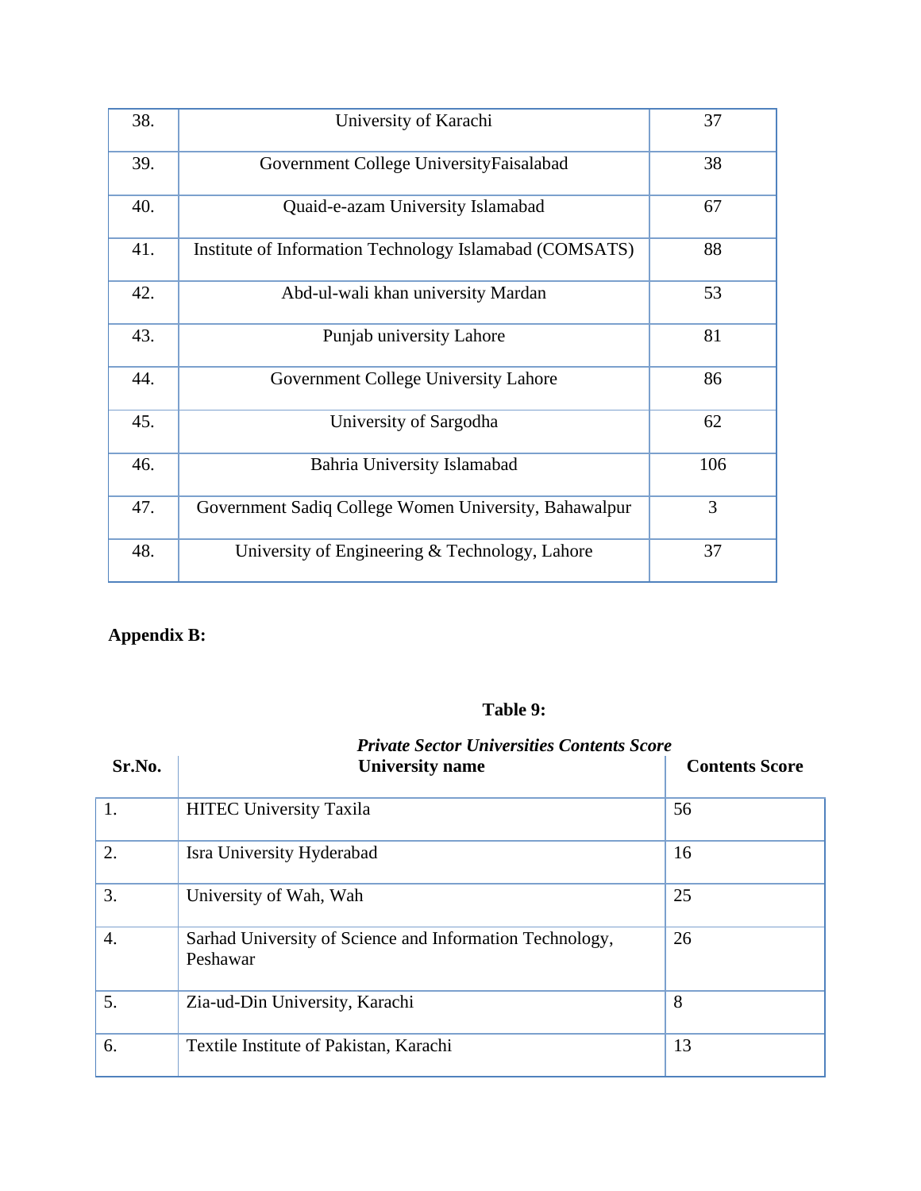| | | |
|---|---|---|
| 38. | University of Karachi | 37 |
| 39. | Government College UniversityFaisalabad | 38 |
| 40. | Quaid-e-azam University Islamabad | 67 |
| 41. | Institute of Information Technology Islamabad (COMSATS) | 88 |
| 42. | Abd-ul-wali khan university Mardan | 53 |
| 43. | Punjab university Lahore | 81 |
| 44. | Government College University Lahore | 86 |
| 45. | University of Sargodha | 62 |
| 46. | Bahria University Islamabad | 106 |
| 47. | Government Sadiq College Women University, Bahawalpur | 3 |
| 48. | University of Engineering & Technology, Lahore | 37 |

**Appendix B:**

**Table 9:**

***Private Sector Universities Contents Score***

| Sr.No. | University name | Contents Score |
|---|---|---|
| 1. | HITEC University Taxila | 56 |
| 2. | Isra University Hyderabad | 16 |
| 3. | University of Wah, Wah | 25 |
| 4. | Sarhad University of Science and Information Technology, Peshawar | 26 |
| 5. | Zia-ud-Din University, Karachi | 8 |
| 6. | Textile Institute of Pakistan, Karachi | 13 |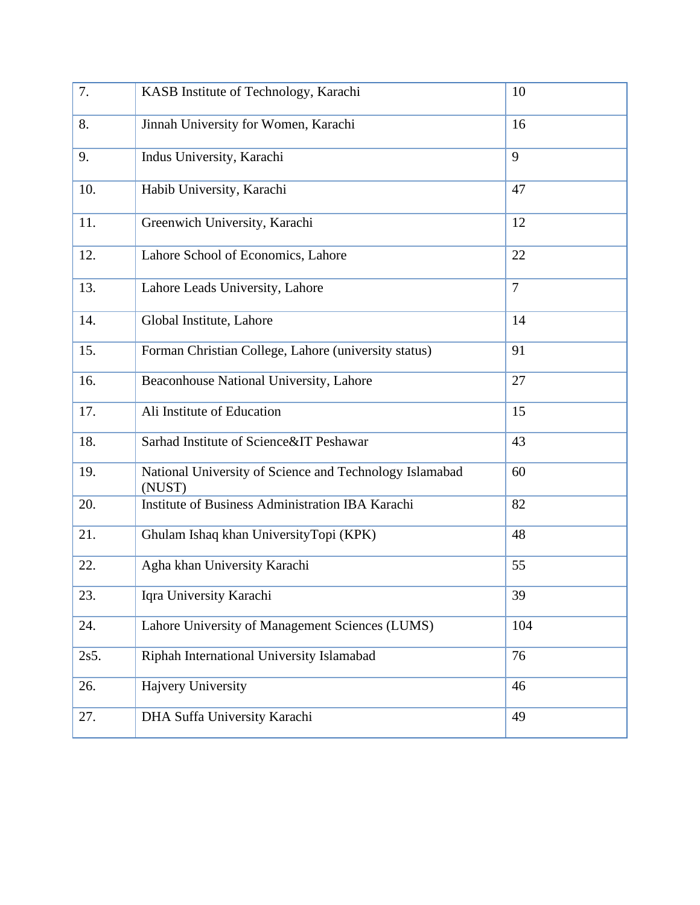| | | |
|---|---|---|
| 7. | KASB Institute of Technology, Karachi | 10 |
| 8. | Jinnah University for Women, Karachi | 16 |
| 9. | Indus University, Karachi | 9 |
| 10. | Habib University, Karachi | 47 |
| 11. | Greenwich University, Karachi | 12 |
| 12. | Lahore School of Economics, Lahore | 22 |
| 13. | Lahore Leads University, Lahore | 7 |
| 14. | Global Institute, Lahore | 14 |
| 15. | Forman Christian College, Lahore (university status) | 91 |
| 16. | Beaconhouse National University, Lahore | 27 |
| 17. | Ali Institute of Education | 15 |
| 18. | Sarhad Institute of Science&IT Peshawar | 43 |
| 19. | National University of Science and Technology Islamabad (NUST) | 60 |
| 20. | Institute of Business Administration IBA Karachi | 82 |
| 21. | Ghulam Ishaq khan UniversityTopi (KPK) | 48 |
| 22. | Agha khan University Karachi | 55 |
| 23. | Iqra University Karachi | 39 |
| 24. | Lahore University of Management Sciences (LUMS) | 104 |
| 2s5. | Riphah International University Islamabad | 76 |
| 26. | Hajvery University | 46 |
| 27. | DHA Suffa University Karachi | 49 |